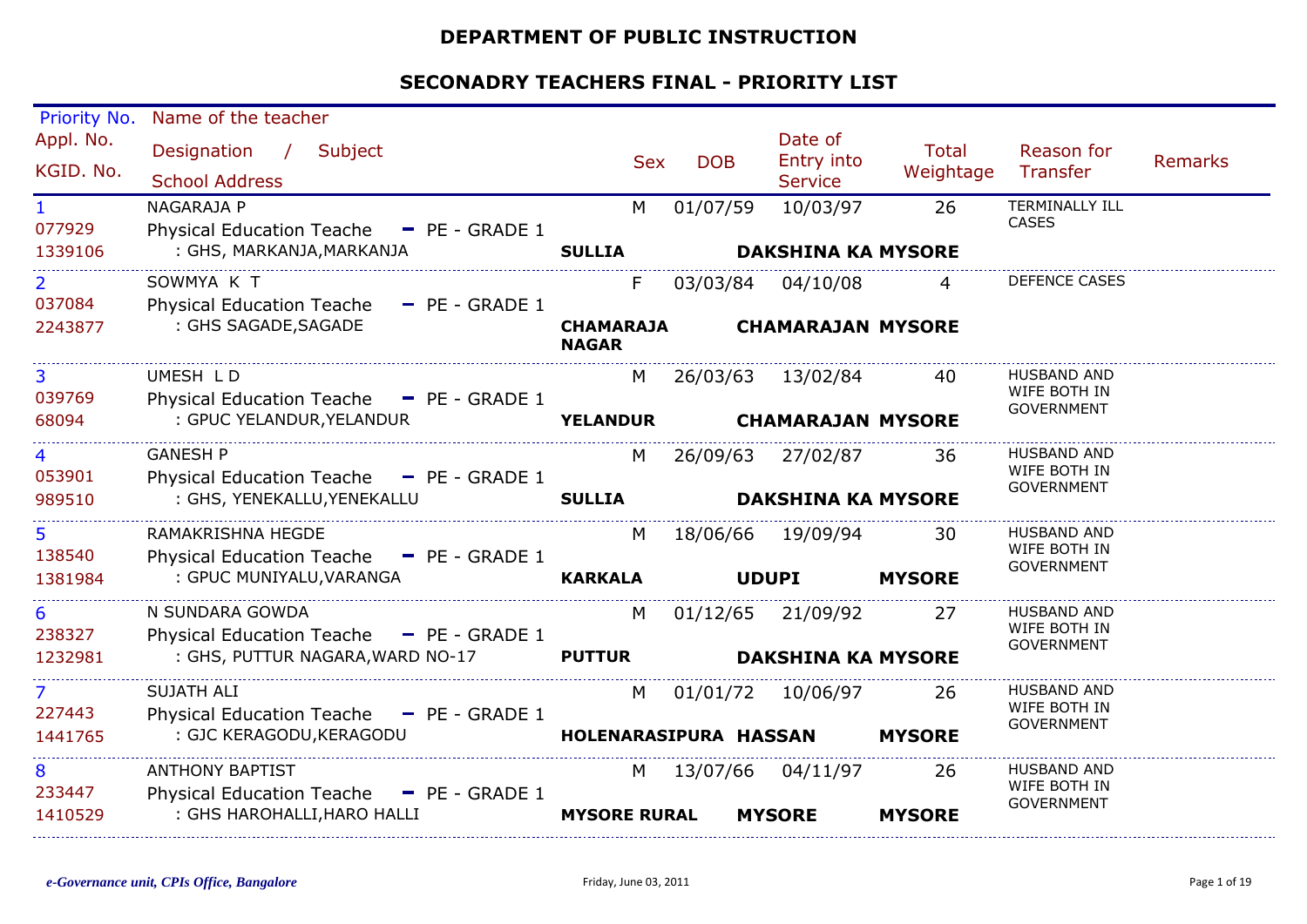# DEPARTMENT OF PUBLIC INSTRUCTION

## SECONADRY TEACHERS FINAL - PRIORITY LIST

| Priority No. / Appl. No. / KGID. No. | Name of the teacher / Designation / Subject / School Address | | Sex | DOB | Date of Entry into Service | Total Weightage | Reason for Transfer | Remarks |
|---|---|---|---|---|---|---|---|---|
| 1<br>077929<br>1339106 | NAGARAJA P<br>Physical Education Teache - PE - GRADE 1<br>: GHS, MARKANJA,MARKANJA | **SULLIA** | M | 01/07/59 | 10/03/97<br>**DAKSHINA KA** | 26<br>**MYSORE** | TERMINALLY ILL CASES | |
| 2<br>037084<br>2243877 | SOWMYA K T<br>Physical Education Teache - PE - GRADE 1<br>: GHS SAGADE,SAGADE | **CHAMARAJA NAGAR** | F | 03/03/84 | 04/10/08<br>**CHAMARAJAN** | 4<br>**MYSORE** | DEFENCE CASES | |
| 3<br>039769<br>68094 | UMESH L D<br>Physical Education Teache - PE - GRADE 1<br>: GPUC YELANDUR,YELANDUR | **YELANDUR** | M | 26/03/63 | 13/02/84<br>**CHAMARAJAN** | 40<br>**MYSORE** | HUSBAND AND WIFE BOTH IN GOVERNMENT | |
| 4<br>053901<br>989510 | GANESH P<br>Physical Education Teache - PE - GRADE 1<br>: GHS, YENEKALLU,YENEKALLU | **SULLIA** | M | 26/09/63 | 27/02/87<br>**DAKSHINA KA** | 36<br>**MYSORE** | HUSBAND AND WIFE BOTH IN GOVERNMENT | |
| 5<br>138540<br>1381984 | RAMAKRISHNA HEGDE<br>Physical Education Teache - PE - GRADE 1<br>: GPUC MUNIYALU,VARANGA | **KARKALA** | M | 18/06/66 | 19/09/94<br>**UDUPI** | 30<br>**MYSORE** | HUSBAND AND WIFE BOTH IN GOVERNMENT | |
| 6<br>238327<br>1232981 | N SUNDARA GOWDA<br>Physical Education Teache - PE - GRADE 1<br>: GHS, PUTTUR NAGARA,WARD NO-17 | **PUTTUR** | M | 01/12/65 | 21/09/92<br>**DAKSHINA KA** | 27<br>**MYSORE** | HUSBAND AND WIFE BOTH IN GOVERNMENT | |
| 7<br>227443<br>1441765 | SUJATH ALI<br>Physical Education Teache - PE - GRADE 1<br>: GJC KERAGODU,KERAGODU | **HOLENARASIPURA** | M | 01/01/72 | 10/06/97<br>**HASSAN** | 26<br>**MYSORE** | HUSBAND AND WIFE BOTH IN GOVERNMENT | |
| 8<br>233447<br>1410529 | ANTHONY BAPTIST<br>Physical Education Teache - PE - GRADE 1<br>: GHS HAROHALLI,HARO HALLI | **MYSORE RURAL** | M | 13/07/66 | 04/11/97<br>**MYSORE** | 26<br>**MYSORE** | HUSBAND AND WIFE BOTH IN GOVERNMENT | |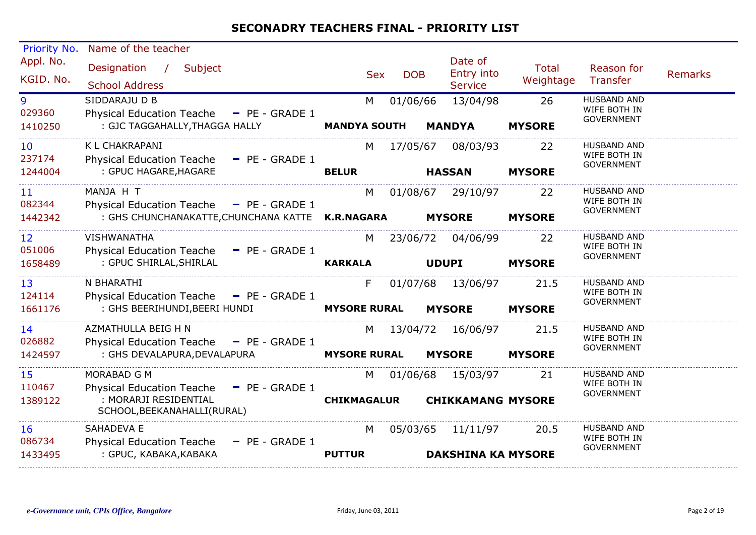## SECONADRY TEACHERS FINAL - PRIORITY LIST

| Priority No. / Appl. No. / KGID. No. | Name of the teacher / Designation / Subject / School Address | Sex | DOB | Date of Entry into Service | Total Weightage | Reason for Transfer | Remarks |
|---|---|---|---|---|---|---|---|
| 9 / 029360 / 1410250 | SIDDARAJU D B / Physical Education Teache - PE - GRADE 1 / : GJC TAGGAHALLY,THAGGA HALLY / **MANDYA SOUTH** **MANDYA** **MYSORE** | M | 01/06/66 | 13/04/98 | 26 | HUSBAND AND WIFE BOTH IN GOVERNMENT | |
| 10 / 237174 / 1244004 | K L CHAKRAPANI / Physical Education Teache - PE - GRADE 1 / : GPUC HAGARE,HAGARE / **BELUR** **HASSAN** **MYSORE** | M | 17/05/67 | 08/03/93 | 22 | HUSBAND AND WIFE BOTH IN GOVERNMENT | |
| 11 / 082344 / 1442342 | MANJA H T / Physical Education Teache - PE - GRADE 1 / : GHS CHUNCHANAKATTE,CHUNCHANA KATTE / **K.R.NAGARA** **MYSORE** **MYSORE** | M | 01/08/67 | 29/10/97 | 22 | HUSBAND AND WIFE BOTH IN GOVERNMENT | |
| 12 / 051006 / 1658489 | VISHWANATHA / Physical Education Teache - PE - GRADE 1 / : GPUC SHIRLAL,SHIRLAL / **KARKALA** **UDUPI** **MYSORE** | M | 23/06/72 | 04/06/99 | 22 | HUSBAND AND WIFE BOTH IN GOVERNMENT | |
| 13 / 124114 / 1661176 | N BHARATHI / Physical Education Teache - PE - GRADE 1 / : GHS BEERIHUNDI,BEERI HUNDI / **MYSORE RURAL** **MYSORE** **MYSORE** | F | 01/07/68 | 13/06/97 | 21.5 | HUSBAND AND WIFE BOTH IN GOVERNMENT | |
| 14 / 026882 / 1424597 | AZMATHULLA BEIG H N / Physical Education Teache - PE - GRADE 1 / : GHS DEVALAPURA,DEVALAPURA / **MYSORE RURAL** **MYSORE** **MYSORE** | M | 13/04/72 | 16/06/97 | 21.5 | HUSBAND AND WIFE BOTH IN GOVERNMENT | |
| 15 / 110467 / 1389122 | MORABAD G M / Physical Education Teache - PE - GRADE 1 / : MORARJI RESIDENTIAL SCHOOL,BEEKANAHALLI(RURAL) / **CHIKMAGALUR** **CHIKKAMANG** **MYSORE** | M | 01/06/68 | 15/03/97 | 21 | HUSBAND AND WIFE BOTH IN GOVERNMENT | |
| 16 / 086734 / 1433495 | SAHADEVA E / Physical Education Teache - PE - GRADE 1 / : GPUC, KABAKA,KABAKA / **PUTTUR** **DAKSHINA KA** **MYSORE** | M | 05/03/65 | 11/11/97 | 20.5 | HUSBAND AND WIFE BOTH IN GOVERNMENT | |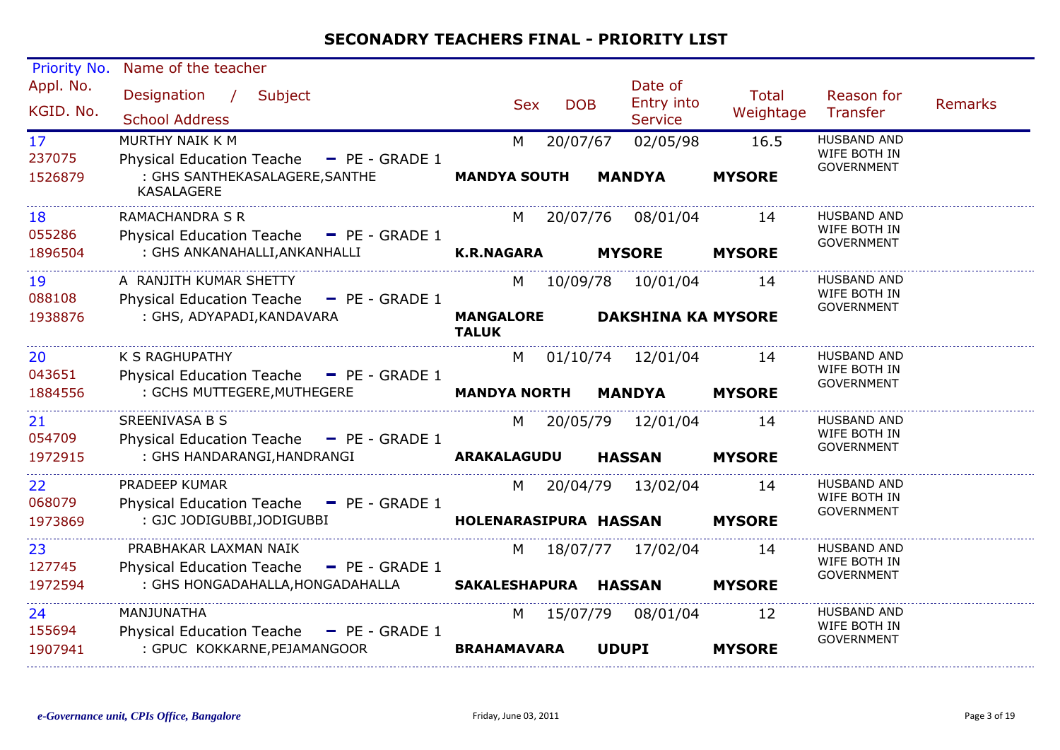## SECONADRY TEACHERS FINAL - PRIORITY LIST

| Priority No. / Appl. No. / KGID. No. | Name of the teacher / Designation / Subject / School Address | Sex | DOB | Date of Entry into Service | Total Weightage | Reason for Transfer | Remarks |
|---|---|---|---|---|---|---|---|
| 17<br>237075<br>1526879 | MURTHY NAIK K M<br>Physical Education Teache - PE - GRADE 1<br>: GHS SANTHEKASALAGERE,SANTHE KASALAGERE<br>**MANDYA SOUTH** **MANDYA** **MYSORE** | M | 20/07/67 | 02/05/98 | 16.5 | HUSBAND AND WIFE BOTH IN GOVERNMENT | |
| 18<br>055286<br>1896504 | RAMACHANDRA S R<br>Physical Education Teache - PE - GRADE 1<br>: GHS ANKANAHALLI,ANKANHALLI<br>**K.R.NAGARA** **MYSORE** **MYSORE** | M | 20/07/76 | 08/01/04 | 14 | HUSBAND AND WIFE BOTH IN GOVERNMENT | |
| 19<br>088108<br>1938876 | A RANJITH KUMAR SHETTY<br>Physical Education Teache - PE - GRADE 1<br>: GHS, ADYAPADI,KANDAVARA<br>**MANGALORE TALUK** **DAKSHINA KA** **MYSORE** | M | 10/09/78 | 10/01/04 | 14 | HUSBAND AND WIFE BOTH IN GOVERNMENT | |
| 20<br>043651<br>1884556 | K S RAGHUPATHY<br>Physical Education Teache - PE - GRADE 1<br>: GCHS MUTTEGERE,MUTHEGERE<br>**MANDYA NORTH** **MANDYA** **MYSORE** | M | 01/10/74 | 12/01/04 | 14 | HUSBAND AND WIFE BOTH IN GOVERNMENT | |
| 21<br>054709<br>1972915 | SREENIVASA B S<br>Physical Education Teache - PE - GRADE 1<br>: GHS HANDARANGI,HANDRANGI<br>**ARAKALAGUDU** **HASSAN** **MYSORE** | M | 20/05/79 | 12/01/04 | 14 | HUSBAND AND WIFE BOTH IN GOVERNMENT | |
| 22<br>068079<br>1973869 | PRADEEP KUMAR<br>Physical Education Teache - PE - GRADE 1<br>: GJC JODIGUBBI,JODIGUBBI<br>**HOLENARASIPURA** **HASSAN** **MYSORE** | M | 20/04/79 | 13/02/04 | 14 | HUSBAND AND WIFE BOTH IN GOVERNMENT | |
| 23<br>127745<br>1972594 | PRABHAKAR LAXMAN NAIK<br>Physical Education Teache - PE - GRADE 1<br>: GHS HONGADAHALLA,HONGADAHALLA<br>**SAKALESHAPURA** **HASSAN** **MYSORE** | M | 18/07/77 | 17/02/04 | 14 | HUSBAND AND WIFE BOTH IN GOVERNMENT | |
| 24<br>155694<br>1907941 | MANJUNATHA<br>Physical Education Teache - PE - GRADE 1<br>: GPUC KOKKARNE,PEJAMANGOOR<br>**BRAHAMAVARA** **UDUPI** **MYSORE** | M | 15/07/79 | 08/01/04 | 12 | HUSBAND AND WIFE BOTH IN GOVERNMENT | |

*e-Governance unit, CPIs Office, Bangalore* Friday, June 03, 2011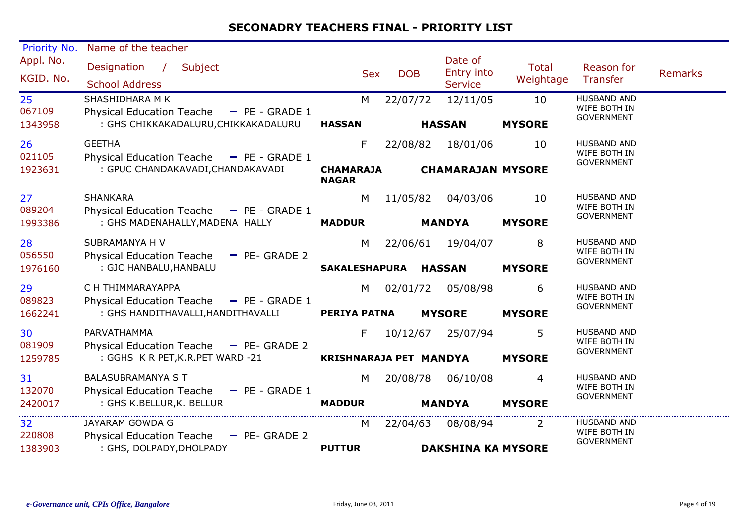## SECONADRY TEACHERS FINAL - PRIORITY LIST

| Priority No. / Appl. No. / KGID. No. | Name of the teacher / Designation / Subject / School Address | Sex | DOB | Date of Entry into Service | Total Weightage | Reason for Transfer | Remarks |
|---|---|---|---|---|---|---|---|
| 25 / 067109 / 1343958 | SHASHIDHARA M K / Physical Education Teache - PE - GRADE 1 / : GHS CHIKKAKADALURU,CHIKKAKADALURU / HASSAN / HASSAN / MYSORE | M | 22/07/72 | 12/11/05 | 10 | HUSBAND AND WIFE BOTH IN GOVERNMENT | |
| 26 / 021105 / 1923631 | GEETHA / Physical Education Teache - PE - GRADE 1 / : GPUC CHANDAKAVADI,CHANDAKAVADI / CHAMARAJA NAGAR / CHAMARAJAN / MYSORE | F | 22/08/82 | 18/01/06 | 10 | HUSBAND AND WIFE BOTH IN GOVERNMENT | |
| 27 / 089204 / 1993386 | SHANKARA / Physical Education Teache - PE - GRADE 1 / : GHS MADENAHALLY,MADENA HALLY / MADDUR / MANDYA / MYSORE | M | 11/05/82 | 04/03/06 | 10 | HUSBAND AND WIFE BOTH IN GOVERNMENT | |
| 28 / 056550 / 1976160 | SUBRAMANYA H V / Physical Education Teache - PE- GRADE 2 / : GJC HANBALU,HANBALU / SAKALESHAPURA / HASSAN / MYSORE | M | 22/06/61 | 19/04/07 | 8 | HUSBAND AND WIFE BOTH IN GOVERNMENT | |
| 29 / 089823 / 1662241 | C H THIMMARAYAPPA / Physical Education Teache - PE - GRADE 1 / : GHS HANDITHAVALLI,HANDITHAVALLI / PERIYA PATNA / MYSORE / MYSORE | M | 02/01/72 | 05/08/98 | 6 | HUSBAND AND WIFE BOTH IN GOVERNMENT | |
| 30 / 081909 / 1259785 | PARVATHAMMA / Physical Education Teache - PE- GRADE 2 / : GGHS K R PET,K.R.PET WARD -21 / KRISHNARAJA PET / MANDYA / MYSORE | F | 10/12/67 | 25/07/94 | 5 | HUSBAND AND WIFE BOTH IN GOVERNMENT | |
| 31 / 132070 / 2420017 | BALASUBRAMANYA S T / Physical Education Teache - PE - GRADE 1 / : GHS K.BELLUR,K. BELLUR / MADDUR / MANDYA / MYSORE | M | 20/08/78 | 06/10/08 | 4 | HUSBAND AND WIFE BOTH IN GOVERNMENT | |
| 32 / 220808 / 1383903 | JAYARAM GOWDA G / Physical Education Teache - PE- GRADE 2 / : GHS, DOLPADY,DHOLPADY / PUTTUR / DAKSHINA KA / MYSORE | M | 22/04/63 | 08/08/94 | 2 | HUSBAND AND WIFE BOTH IN GOVERNMENT | |

*e-Governance unit, CPIs Office, Bangalore* — Friday, June 03, 2011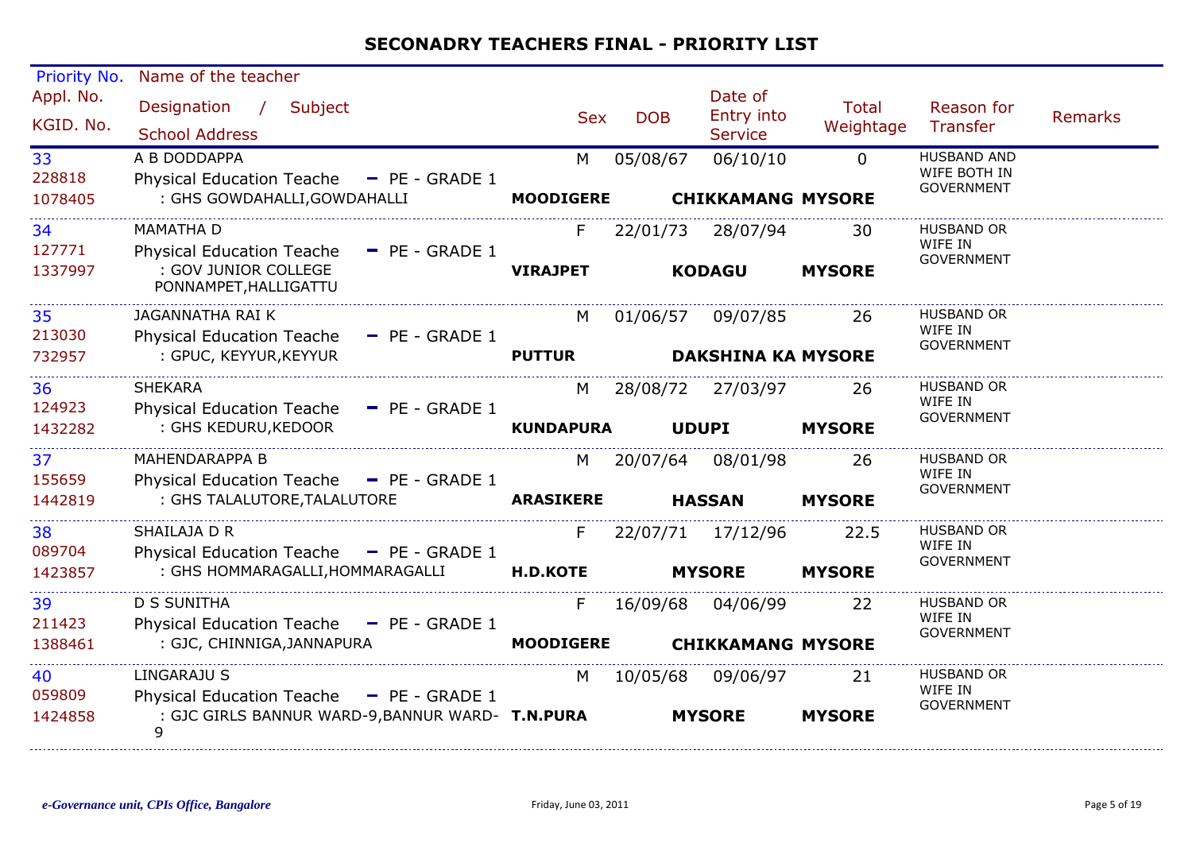## SECONADRY TEACHERS FINAL - PRIORITY LIST

| Priority No. / Appl. No. / KGID. No. | Name of the teacher / Designation / Subject / School Address | Sex | DOB | Date of Entry into Service | Total Weightage | Reason for Transfer | Remarks |
|---|---|---|---|---|---|---|---|
| 33<br>228818<br>1078405 | A B DODDAPPA<br>Physical Education Teache - PE - GRADE 1<br>: GHS GOWDAHALLI,GOWDAHALLI<br>**MOODIGERE** **CHIKKAMANG** **MYSORE** | M | 05/08/67 | 06/10/10 | 0 | HUSBAND AND WIFE BOTH IN GOVERNMENT | |
| 34<br>127771<br>1337997 | MAMATHA D<br>Physical Education Teache - PE - GRADE 1<br>: GOV JUNIOR COLLEGE PONNAMPET,HALLIGATTU<br>**VIRAJPET** **KODAGU** **MYSORE** | F | 22/01/73 | 28/07/94 | 30 | HUSBAND OR WIFE IN GOVERNMENT | |
| 35<br>213030<br>732957 | JAGANNATHA RAI K<br>Physical Education Teache - PE - GRADE 1<br>: GPUC, KEYYUR,KEYYUR<br>**PUTTUR** **DAKSHINA KA** **MYSORE** | M | 01/06/57 | 09/07/85 | 26 | HUSBAND OR WIFE IN GOVERNMENT | |
| 36<br>124923<br>1432282 | SHEKARA<br>Physical Education Teache - PE - GRADE 1<br>: GHS KEDURU,KEDOOR<br>**KUNDAPURA** **UDUPI** **MYSORE** | M | 28/08/72 | 27/03/97 | 26 | HUSBAND OR WIFE IN GOVERNMENT | |
| 37<br>155659<br>1442819 | MAHENDARAPPA B<br>Physical Education Teache - PE - GRADE 1<br>: GHS TALALUTORE,TALALUTORE<br>**ARASIKERE** **HASSAN** **MYSORE** | M | 20/07/64 | 08/01/98 | 26 | HUSBAND OR WIFE IN GOVERNMENT | |
| 38<br>089704<br>1423857 | SHAILAJA D R<br>Physical Education Teache - PE - GRADE 1<br>: GHS HOMMARAGALLI,HOMMARAGALLI<br>**H.D.KOTE** **MYSORE** **MYSORE** | F | 22/07/71 | 17/12/96 | 22.5 | HUSBAND OR WIFE IN GOVERNMENT | |
| 39<br>211423<br>1388461 | D S SUNITHA<br>Physical Education Teache - PE - GRADE 1<br>: GJC, CHINNIGA,JANNAPURA<br>**MOODIGERE** **CHIKKAMANG** **MYSORE** | F | 16/09/68 | 04/06/99 | 22 | HUSBAND OR WIFE IN GOVERNMENT | |
| 40<br>059809<br>1424858 | LINGARAJU S<br>Physical Education Teache - PE - GRADE 1<br>: GJC GIRLS BANNUR WARD-9,BANNUR WARD-9<br>**T.N.PURA** **MYSORE** **MYSORE** | M | 10/05/68 | 09/06/97 | 21 | HUSBAND OR WIFE IN GOVERNMENT | |

*e-Governance unit, CPIs Office, Bangalore* Friday, June 03, 2011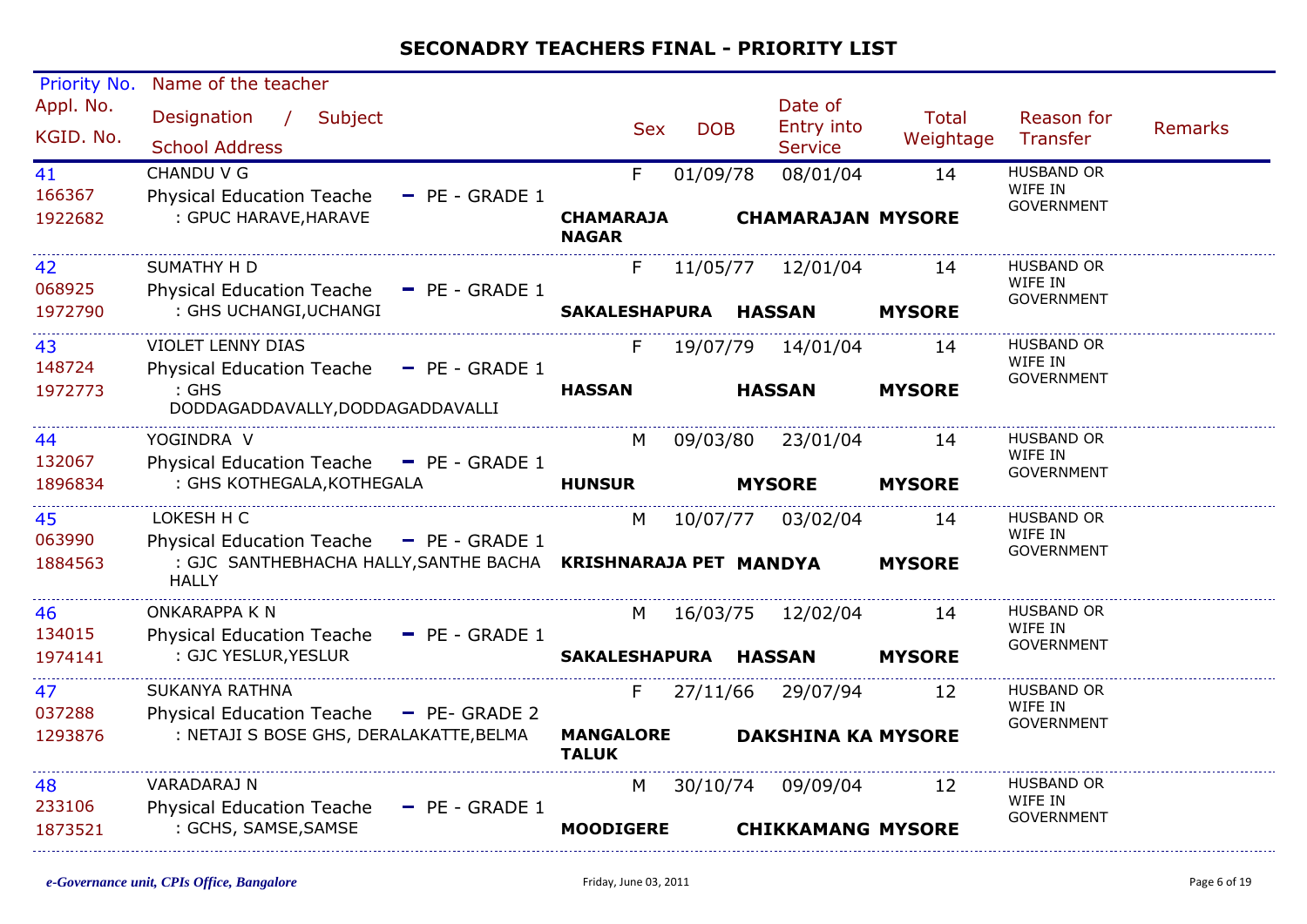# SECONADRY TEACHERS FINAL - PRIORITY LIST

| Priority No. / Appl. No. / KGID. No. | Name of the teacher / Designation / Subject / School Address | Sex | DOB | Date of Entry into Service | Total Weightage | Reason for Transfer | Remarks |
|---|---|---|---|---|---|---|---|
| 41 / 166367 / 1922682 | CHANDU V G / Physical Education Teache - PE - GRADE 1 / : GPUC HARAVE,HARAVE / **CHAMARAJA NAGAR** **CHAMARAJAN** **MYSORE** | F | 01/09/78 | 08/01/04 | 14 | HUSBAND OR WIFE IN GOVERNMENT | |
| 42 / 068925 / 1972790 | SUMATHY H D / Physical Education Teache - PE - GRADE 1 / : GHS UCHANGI,UCHANGI / **SAKALESHAPURA** **HASSAN** **MYSORE** | F | 11/05/77 | 12/01/04 | 14 | HUSBAND OR WIFE IN GOVERNMENT | |
| 43 / 148724 / 1972773 | VIOLET LENNY DIAS / Physical Education Teache - PE - GRADE 1 / : GHS DODDAGADDAVALLY,DODDAGADDAVALLI / **HASSAN** **HASSAN** **MYSORE** | F | 19/07/79 | 14/01/04 | 14 | HUSBAND OR WIFE IN GOVERNMENT | |
| 44 / 132067 / 1896834 | YOGINDRA V / Physical Education Teache - PE - GRADE 1 / : GHS KOTHEGALA,KOTHEGALA / **HUNSUR** **MYSORE** **MYSORE** | M | 09/03/80 | 23/01/04 | 14 | HUSBAND OR WIFE IN GOVERNMENT | |
| 45 / 063990 / 1884563 | LOKESH H C / Physical Education Teache - PE - GRADE 1 / : GJC SANTHEBHACHA HALLY,SANTHE BACHA HALLY / **KRISHNARAJA PET** **MANDYA** **MYSORE** | M | 10/07/77 | 03/02/04 | 14 | HUSBAND OR WIFE IN GOVERNMENT | |
| 46 / 134015 / 1974141 | ONKARAPPA K N / Physical Education Teache - PE - GRADE 1 / : GJC YESLUR,YESLUR / **SAKALESHAPURA** **HASSAN** **MYSORE** | M | 16/03/75 | 12/02/04 | 14 | HUSBAND OR WIFE IN GOVERNMENT | |
| 47 / 037288 / 1293876 | SUKANYA RATHNA / Physical Education Teache - PE- GRADE 2 / : NETAJI S BOSE GHS, DERALAKATTE,BELMA / **MANGALORE TALUK** **DAKSHINA KA** **MYSORE** | F | 27/11/66 | 29/07/94 | 12 | HUSBAND OR WIFE IN GOVERNMENT | |
| 48 / 233106 / 1873521 | VARADARAJ N / Physical Education Teache - PE - GRADE 1 / : GCHS, SAMSE,SAMSE / **MOODIGERE** **CHIKKAMANG** **MYSORE** | M | 30/10/74 | 09/09/04 | 12 | HUSBAND OR WIFE IN GOVERNMENT | |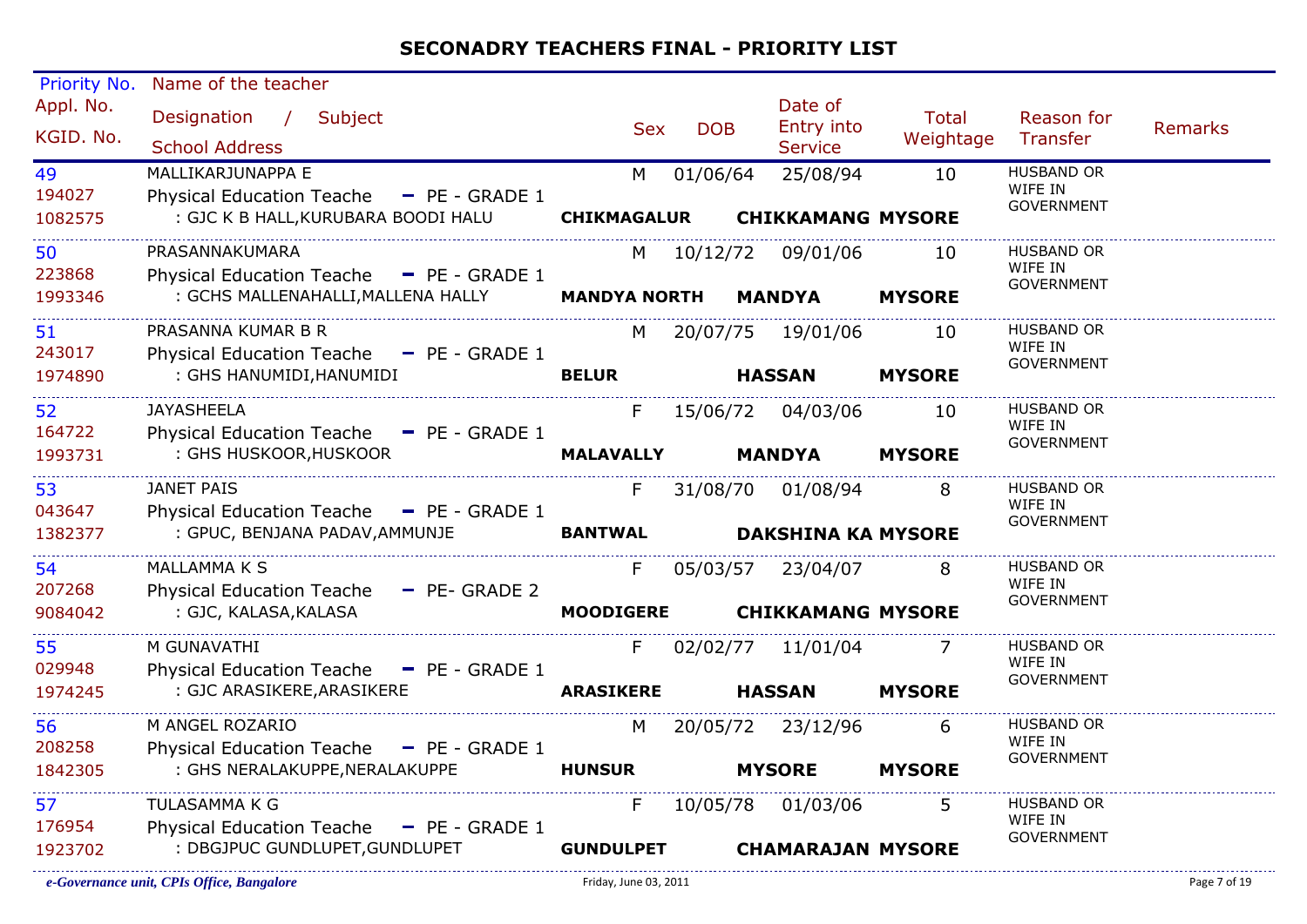# SECONADRY TEACHERS FINAL - PRIORITY LIST

| Priority No. / Appl. No. / KGID. No. | Name of the teacher / Designation / Subject / School Address | Sex | DOB | Date of Entry into Service | Total Weightage | Reason for Transfer | Remarks |
|---|---|---|---|---|---|---|---|
| 49<br>194027<br>1082575 | MALLIKARJUNAPPA E<br>Physical Education Teache - PE - GRADE 1<br>: GJC K B HALL,KURUBARA BOODI HALU<br>**CHIKMAGALUR** **CHIKKAMANG** **MYSORE** | M | 01/06/64 | 25/08/94 | 10 | HUSBAND OR WIFE IN GOVERNMENT | |
| 50<br>223868<br>1993346 | PRASANNAKUMARA<br>Physical Education Teache - PE - GRADE 1<br>: GCHS MALLENAHALLI,MALLENA HALLY<br>**MANDYA NORTH** **MANDYA** **MYSORE** | M | 10/12/72 | 09/01/06 | 10 | HUSBAND OR WIFE IN GOVERNMENT | |
| 51<br>243017<br>1974890 | PRASANNA KUMAR B R<br>Physical Education Teache - PE - GRADE 1<br>: GHS HANUMIDI,HANUMIDI<br>**BELUR** **HASSAN** **MYSORE** | M | 20/07/75 | 19/01/06 | 10 | HUSBAND OR WIFE IN GOVERNMENT | |
| 52<br>164722<br>1993731 | JAYASHEELA<br>Physical Education Teache - PE - GRADE 1<br>: GHS HUSKOOR,HUSKOOR<br>**MALAVALLY** **MANDYA** **MYSORE** | F | 15/06/72 | 04/03/06 | 10 | HUSBAND OR WIFE IN GOVERNMENT | |
| 53<br>043647<br>1382377 | JANET PAIS<br>Physical Education Teache - PE - GRADE 1<br>: GPUC, BENJANA PADAV,AMMUNJE<br>**BANTWAL** **DAKSHINA KA** **MYSORE** | F | 31/08/70 | 01/08/94 | 8 | HUSBAND OR WIFE IN GOVERNMENT | |
| 54<br>207268<br>9084042 | MALLAMMA K S<br>Physical Education Teache - PE- GRADE 2<br>: GJC, KALASA,KALASA<br>**MOODIGERE** **CHIKKAMANG** **MYSORE** | F | 05/03/57 | 23/04/07 | 8 | HUSBAND OR WIFE IN GOVERNMENT | |
| 55<br>029948<br>1974245 | M GUNAVATHI<br>Physical Education Teache - PE - GRADE 1<br>: GJC ARASIKERE,ARASIKERE<br>**ARASIKERE** **HASSAN** **MYSORE** | F | 02/02/77 | 11/01/04 | 7 | HUSBAND OR WIFE IN GOVERNMENT | |
| 56<br>208258<br>1842305 | M ANGEL ROZARIO<br>Physical Education Teache - PE - GRADE 1<br>: GHS NERALAKUPPE,NERALAKUPPE<br>**HUNSUR** **MYSORE** **MYSORE** | M | 20/05/72 | 23/12/96 | 6 | HUSBAND OR WIFE IN GOVERNMENT | |
| 57<br>176954<br>1923702 | TULASAMMA K G<br>Physical Education Teache - PE - GRADE 1<br>: DBGJPUC GUNDLUPET,GUNDLUPET<br>**GUNDULPET** **CHAMARAJAN** **MYSORE** | F | 10/05/78 | 01/03/06 | 5 | HUSBAND OR WIFE IN GOVERNMENT | |

*e-Governance unit, CPIs Office, Bangalore* — Friday, June 03, 2011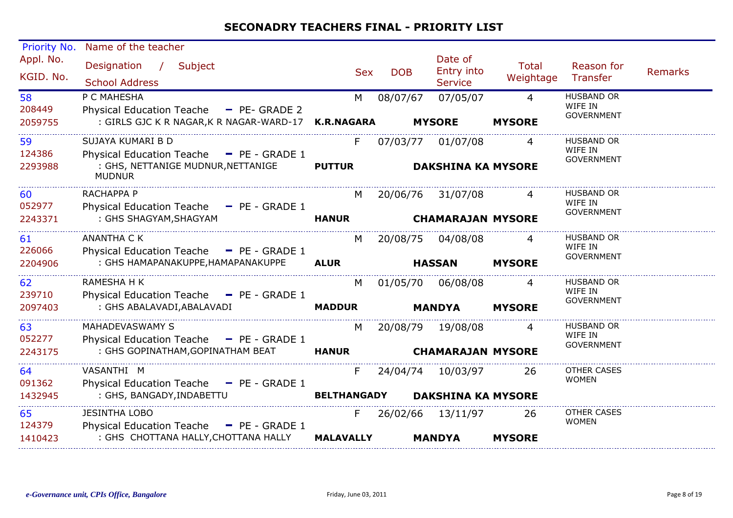## SECONADRY TEACHERS FINAL - PRIORITY LIST

| Priority No. / Appl. No. / KGID. No. | Name of the teacher / Designation / Subject / School Address | Sex | DOB | Date of Entry into Service | Total Weightage | Reason for Transfer | Remarks |
|---|---|---|---|---|---|---|---|
| 58 / 208449 / 2059755 | P C MAHESHA / Physical Education Teache - PE- GRADE 2 / : GIRLS GJC K R NAGAR,K R NAGAR-WARD-17 **K.R.NAGARA** **MYSORE** **MYSORE** | M | 08/07/67 | 07/05/07 | 4 | HUSBAND OR WIFE IN GOVERNMENT | |
| 59 / 124386 / 2293988 | SUJAYA KUMARI B D / Physical Education Teache - PE - GRADE 1 / : GHS, NETTANIGE MUDNUR,NETTANIGE MUDNUR **PUTTUR** **DAKSHINA KA** **MYSORE** | F | 07/03/77 | 01/07/08 | 4 | HUSBAND OR WIFE IN GOVERNMENT | |
| 60 / 052977 / 2243371 | RACHAPPA P / Physical Education Teache - PE - GRADE 1 / : GHS SHAGYAM,SHAGYAM **HANUR** **CHAMARAJAN** **MYSORE** | M | 20/06/76 | 31/07/08 | 4 | HUSBAND OR WIFE IN GOVERNMENT | |
| 61 / 226066 / 2204906 | ANANTHA C K / Physical Education Teache - PE - GRADE 1 / : GHS HAMAPANAKUPPE,HAMAPANAKUPPE **ALUR** **HASSAN** **MYSORE** | M | 20/08/75 | 04/08/08 | 4 | HUSBAND OR WIFE IN GOVERNMENT | |
| 62 / 239710 / 2097403 | RAMESHA H K / Physical Education Teache - PE - GRADE 1 / : GHS ABALAVADI,ABALAVADI **MADDUR** **MANDYA** **MYSORE** | M | 01/05/70 | 06/08/08 | 4 | HUSBAND OR WIFE IN GOVERNMENT | |
| 63 / 052277 / 2243175 | MAHADEVASWAMY S / Physical Education Teache - PE - GRADE 1 / : GHS GOPINATHAM,GOPINATHAM BEAT **HANUR** **CHAMARAJAN** **MYSORE** | M | 20/08/79 | 19/08/08 | 4 | HUSBAND OR WIFE IN GOVERNMENT | |
| 64 / 091362 / 1432945 | VASANTHI M / Physical Education Teache - PE - GRADE 1 / : GHS, BANGADY,INDABETTU **BELTHANGADY** **DAKSHINA KA** **MYSORE** | F | 24/04/74 | 10/03/97 | 26 | OTHER CASES WOMEN | |
| 65 / 124379 / 1410423 | JESINTHA LOBO / Physical Education Teache - PE - GRADE 1 / : GHS CHOTTANA HALLY,CHOTTANA HALLY **MALAVALLY** **MANDYA** **MYSORE** | F | 26/02/66 | 13/11/97 | 26 | OTHER CASES WOMEN | |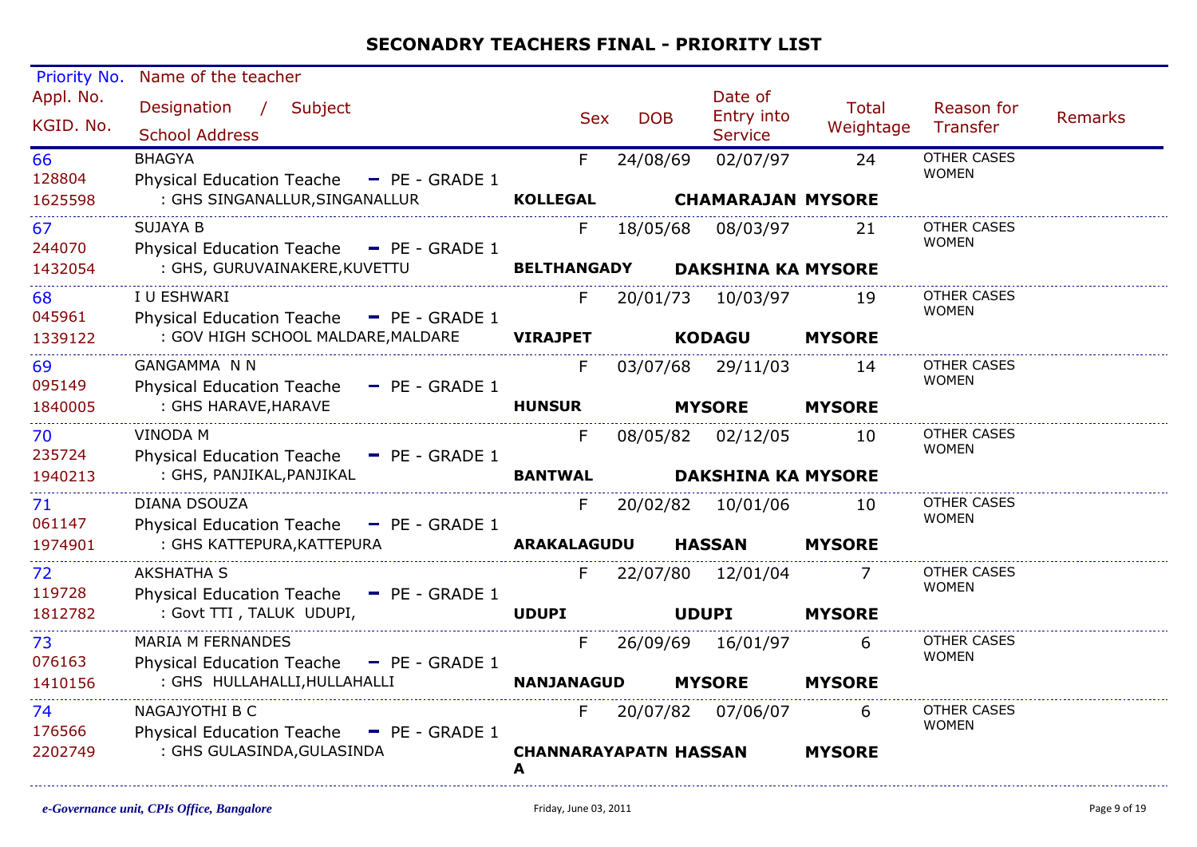# SECONADRY TEACHERS FINAL - PRIORITY LIST

| Priority No. / Appl. No. / KGID. No. | Name of the teacher / Designation / Subject / School Address | | Sex | DOB | Date of Entry into Service | Total Weightage | Reason for Transfer | Remarks |
|---|---|---|---|---|---|---|---|---|
| 66<br>128804<br>1625598 | BHAGYA<br>Physical Education Teache - PE - GRADE 1<br>: GHS SINGANALLUR,SINGANALLUR | **KOLLEGAL** **CHAMARAJAN** **MYSORE** | F | 24/08/69 | 02/07/97 | 24 | OTHER CASES WOMEN | |
| 67<br>244070<br>1432054 | SUJAYA B<br>Physical Education Teache - PE - GRADE 1<br>: GHS, GURUVAINAKERE,KUVETTU | **BELTHANGADY** **DAKSHINA KA** **MYSORE** | F | 18/05/68 | 08/03/97 | 21 | OTHER CASES WOMEN | |
| 68<br>045961<br>1339122 | I U ESHWARI<br>Physical Education Teache - PE - GRADE 1<br>: GOV HIGH SCHOOL MALDARE,MALDARE | **VIRAJPET** **KODAGU** **MYSORE** | F | 20/01/73 | 10/03/97 | 19 | OTHER CASES WOMEN | |
| 69<br>095149<br>1840005 | GANGAMMA N N<br>Physical Education Teache - PE - GRADE 1<br>: GHS HARAVE,HARAVE | **HUNSUR** **MYSORE** **MYSORE** | F | 03/07/68 | 29/11/03 | 14 | OTHER CASES WOMEN | |
| 70<br>235724<br>1940213 | VINODA M<br>Physical Education Teache - PE - GRADE 1<br>: GHS, PANJIKAL,PANJIKAL | **BANTWAL** **DAKSHINA KA** **MYSORE** | F | 08/05/82 | 02/12/05 | 10 | OTHER CASES WOMEN | |
| 71<br>061147<br>1974901 | DIANA DSOUZA<br>Physical Education Teache - PE - GRADE 1<br>: GHS KATTEPURA,KATTEPURA | **ARAKALAGUDU** **HASSAN** **MYSORE** | F | 20/02/82 | 10/01/06 | 10 | OTHER CASES WOMEN | |
| 72<br>119728<br>1812782 | AKSHATHA S<br>Physical Education Teache - PE - GRADE 1<br>: Govt TTI , TALUK UDUPI, | **UDUPI** **UDUPI** **MYSORE** | F | 22/07/80 | 12/01/04 | 7 | OTHER CASES WOMEN | |
| 73<br>076163<br>1410156 | MARIA M FERNANDES<br>Physical Education Teache - PE - GRADE 1<br>: GHS HULLAHALLI,HULLAHALLI | **NANJANAGUD** **MYSORE** **MYSORE** | F | 26/09/69 | 16/01/97 | 6 | OTHER CASES WOMEN | |
| 74<br>176566<br>2202749 | NAGAJYOTHI B C<br>Physical Education Teache - PE - GRADE 1<br>: GHS GULASINDA,GULASINDA | **CHANNARAYAPATNA** **HASSAN** **MYSORE** | F | 20/07/82 | 07/06/07 | 6 | OTHER CASES WOMEN | |

*e-Governance unit, CPIs Office, Bangalore* Friday, June 03, 2011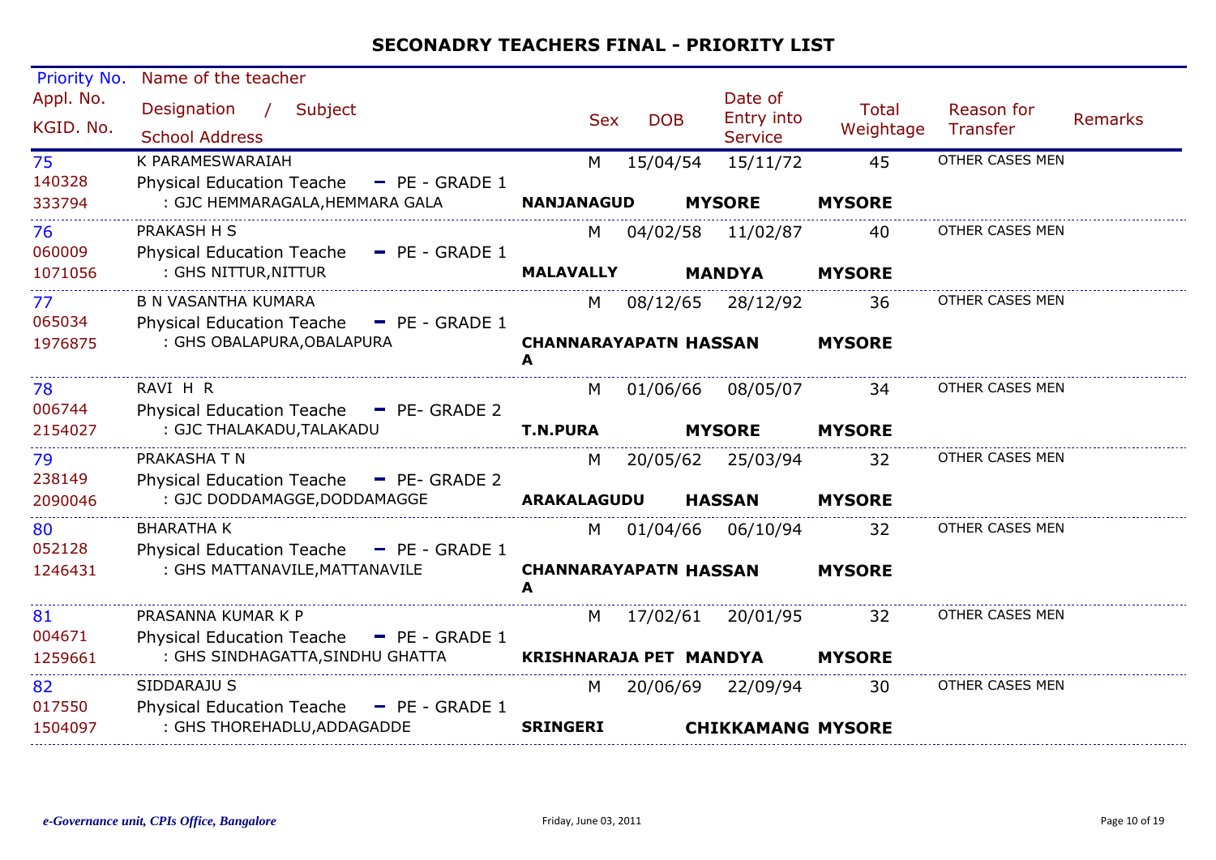# SECONADRY TEACHERS FINAL - PRIORITY LIST

| Priority No. / Appl. No. / KGID. No. | Name of the teacher / Designation / Subject / School Address | Sex | DOB | Date of Entry into Service | Total Weightage | Reason for Transfer | Remarks |
|---|---|---|---|---|---|---|---|
| 75<br>140328<br>333794 | K PARAMESWARAIAH<br>Physical Education Teache - PE - GRADE 1<br>: GJC HEMMARAGALA,HEMMARA GALA<br>**NANJANAGUD** **MYSORE** **MYSORE** | M | 15/04/54 | 15/11/72 | 45 | OTHER CASES MEN | |
| 76<br>060009<br>1071056 | PRAKASH H S<br>Physical Education Teache - PE - GRADE 1<br>: GHS NITTUR,NITTUR<br>**MALAVALLY** **MANDYA** **MYSORE** | M | 04/02/58 | 11/02/87 | 40 | OTHER CASES MEN | |
| 77<br>065034<br>1976875 | B N VASANTHA KUMARA<br>Physical Education Teache - PE - GRADE 1<br>: GHS OBALAPURA,OBALAPURA<br>**CHANNARAYAPATNA** **HASSAN** **MYSORE** | M | 08/12/65 | 28/12/92 | 36 | OTHER CASES MEN | |
| 78<br>006744<br>2154027 | RAVI H R<br>Physical Education Teache - PE- GRADE 2<br>: GJC THALAKADU,TALAKADU<br>**T.N.PURA** **MYSORE** **MYSORE** | M | 01/06/66 | 08/05/07 | 34 | OTHER CASES MEN | |
| 79<br>238149<br>2090046 | PRAKASHA T N<br>Physical Education Teache - PE- GRADE 2<br>: GJC DODDAMAGGE,DODDAMAGGE<br>**ARAKALAGUDU** **HASSAN** **MYSORE** | M | 20/05/62 | 25/03/94 | 32 | OTHER CASES MEN | |
| 80<br>052128<br>1246431 | BHARATHA K<br>Physical Education Teache - PE - GRADE 1<br>: GHS MATTANAVILE,MATTANAVILE<br>**CHANNARAYAPATNA** **HASSAN** **MYSORE** | M | 01/04/66 | 06/10/94 | 32 | OTHER CASES MEN | |
| 81<br>004671<br>1259661 | PRASANNA KUMAR K P<br>Physical Education Teache - PE - GRADE 1<br>: GHS SINDHAGATTA,SINDHU GHATTA<br>**KRISHNARAJA PET** **MANDYA** **MYSORE** | M | 17/02/61 | 20/01/95 | 32 | OTHER CASES MEN | |
| 82<br>017550<br>1504097 | SIDDARAJU S<br>Physical Education Teache - PE - GRADE 1<br>: GHS THOREHADLU,ADDAGADDE<br>**SRINGERI** **CHIKKAMANG** **MYSORE** | M | 20/06/69 | 22/09/94 | 30 | OTHER CASES MEN | |

*e-Governance unit, CPIs Office, Bangalore* Friday, June 03, 2011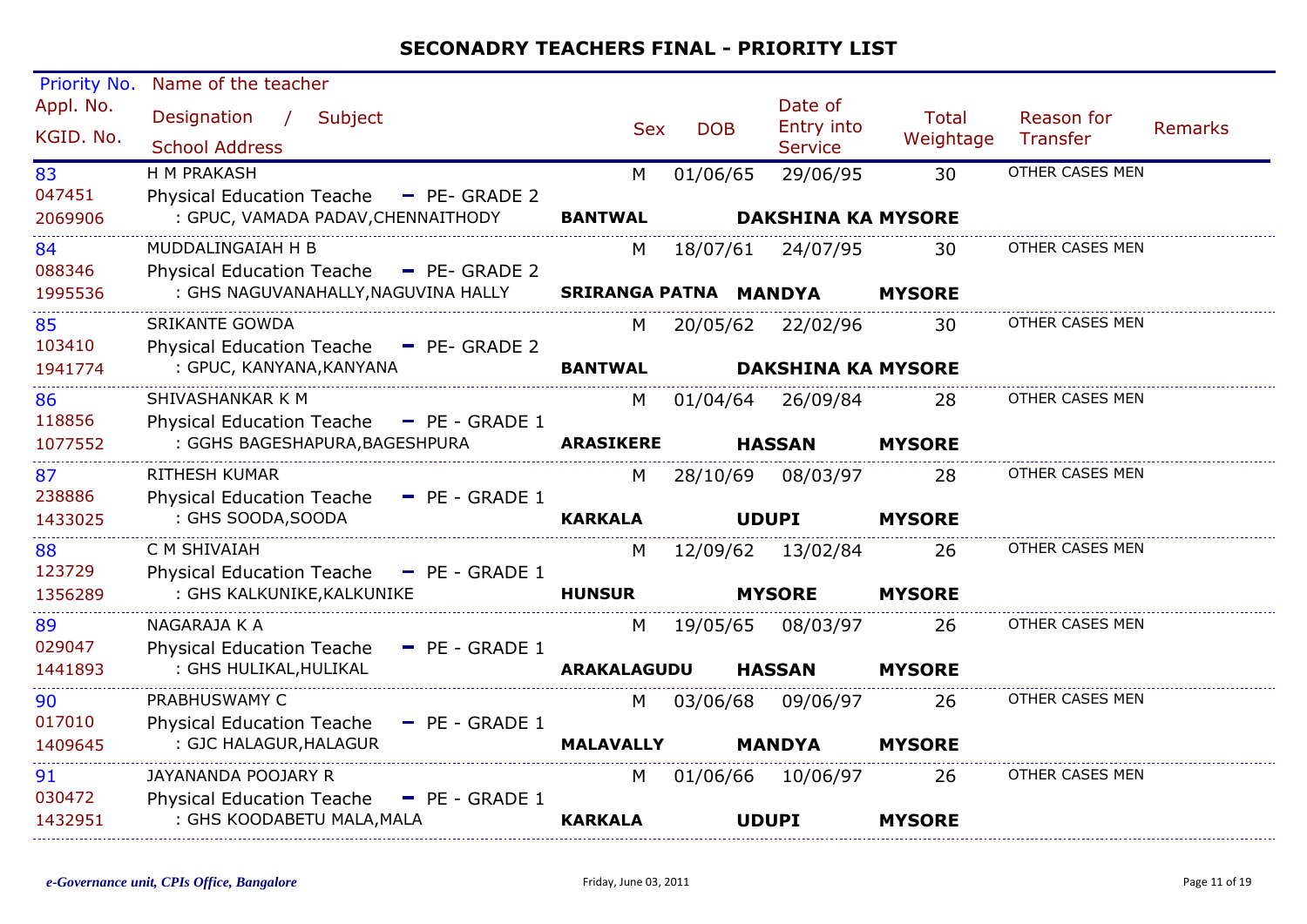## SECONADRY TEACHERS FINAL - PRIORITY LIST

| Priority No. / Appl. No. / KGID. No. | Name of the teacher / Designation / Subject / School Address | | | Sex | DOB | Date of Entry into Service | Total Weightage | Reason for Transfer | Remarks |
|---|---|---|---|---|---|---|---|---|---|
| 83 / 047451 / 2069906 | H M PRAKASH / Physical Education Teache - PE- GRADE 2 / : GPUC, VAMADA PADAV,CHENNAITHODY | **BANTWAL** | **DAKSHINA KA** **MYSORE** | M | 01/06/65 | 29/06/95 | 30 | OTHER CASES MEN | |
| 84 / 088346 / 1995536 | MUDDALINGAIAH H B / Physical Education Teache - PE- GRADE 2 / : GHS NAGUVANAHALLY,NAGUVINA HALLY | **SRIRANGA PATNA** | **MANDYA** **MYSORE** | M | 18/07/61 | 24/07/95 | 30 | OTHER CASES MEN | |
| 85 / 103410 / 1941774 | SRIKANTE GOWDA / Physical Education Teache - PE- GRADE 2 / : GPUC, KANYANA,KANYANA | **BANTWAL** | **DAKSHINA KA** **MYSORE** | M | 20/05/62 | 22/02/96 | 30 | OTHER CASES MEN | |
| 86 / 118856 / 1077552 | SHIVASHANKAR K M / Physical Education Teache - PE - GRADE 1 / : GGHS BAGESHAPURA,BAGESHPURA | **ARASIKERE** | **HASSAN** **MYSORE** | M | 01/04/64 | 26/09/84 | 28 | OTHER CASES MEN | |
| 87 / 238886 / 1433025 | RITHESH KUMAR / Physical Education Teache - PE - GRADE 1 / : GHS SOODA,SOODA | **KARKALA** | **UDUPI** **MYSORE** | M | 28/10/69 | 08/03/97 | 28 | OTHER CASES MEN | |
| 88 / 123729 / 1356289 | C M SHIVAIAH / Physical Education Teache - PE - GRADE 1 / : GHS KALKUNIKE,KALKUNIKE | **HUNSUR** | **MYSORE** **MYSORE** | M | 12/09/62 | 13/02/84 | 26 | OTHER CASES MEN | |
| 89 / 029047 / 1441893 | NAGARAJA K A / Physical Education Teache - PE - GRADE 1 / : GHS HULIKAL,HULIKAL | **ARAKALAGUDU** | **HASSAN** **MYSORE** | M | 19/05/65 | 08/03/97 | 26 | OTHER CASES MEN | |
| 90 / 017010 / 1409645 | PRABHUSWAMY C / Physical Education Teache - PE - GRADE 1 / : GJC HALAGUR,HALAGUR | **MALAVALLY** | **MANDYA** **MYSORE** | M | 03/06/68 | 09/06/97 | 26 | OTHER CASES MEN | |
| 91 / 030472 / 1432951 | JAYANANDA POOJARY R / Physical Education Teache - PE - GRADE 1 / : GHS KOODABETU MALA,MALA | **KARKALA** | **UDUPI** **MYSORE** | M | 01/06/66 | 10/06/97 | 26 | OTHER CASES MEN | |

*e-Governance unit, CPIs Office, Bangalore* Friday, June 03, 2011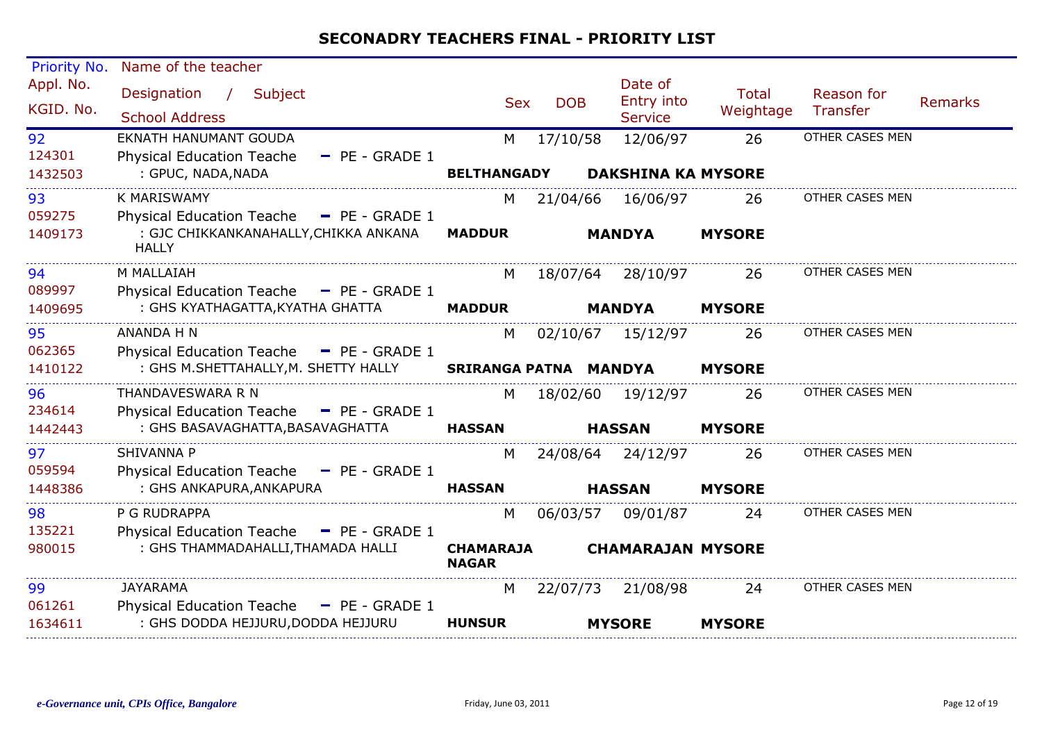# SECONADRY TEACHERS FINAL - PRIORITY LIST

| Priority No. / Appl. No. / KGID. No. | Name of the teacher / Designation / Subject / School Address | Sex | DOB | Date of Entry into Service | Total Weightage | Reason for Transfer | Remarks |
|---|---|---|---|---|---|---|---|
| 92<br>124301<br>1432503 | EKNATH HANUMANT GOUDA<br>Physical Education Teache - PE - GRADE 1<br>: GPUC, NADA,NADA<br>**BELTHANGADY DAKSHINA KA MYSORE** | M | 17/10/58 | 12/06/97 | 26 | OTHER CASES MEN | |
| 93<br>059275<br>1409173 | K MARISWAMY<br>Physical Education Teache - PE - GRADE 1<br>: GJC CHIKKANKANAHALLY,CHIKKA ANKANA HALLY<br>**MADDUR MANDYA MYSORE** | M | 21/04/66 | 16/06/97 | 26 | OTHER CASES MEN | |
| 94<br>089997<br>1409695 | M MALLAIAH<br>Physical Education Teache - PE - GRADE 1<br>: GHS KYATHAGATTA,KYATHA GHATTA<br>**MADDUR MANDYA MYSORE** | M | 18/07/64 | 28/10/97 | 26 | OTHER CASES MEN | |
| 95<br>062365<br>1410122 | ANANDA H N<br>Physical Education Teache - PE - GRADE 1<br>: GHS M.SHETTAHALLY,M. SHETTY HALLY<br>**SRIRANGA PATNA MANDYA MYSORE** | M | 02/10/67 | 15/12/97 | 26 | OTHER CASES MEN | |
| 96<br>234614<br>1442443 | THANDAVESWARA R N<br>Physical Education Teache - PE - GRADE 1<br>: GHS BASAVAGHATTA,BASAVAGHATTA<br>**HASSAN HASSAN MYSORE** | M | 18/02/60 | 19/12/97 | 26 | OTHER CASES MEN | |
| 97<br>059594<br>1448386 | SHIVANNA P<br>Physical Education Teache - PE - GRADE 1<br>: GHS ANKAPURA,ANKAPURA<br>**HASSAN HASSAN MYSORE** | M | 24/08/64 | 24/12/97 | 26 | OTHER CASES MEN | |
| 98<br>135221<br>980015 | P G RUDRAPPA<br>Physical Education Teache - PE - GRADE 1<br>: GHS THAMMADAHALLI,THAMADA HALLI<br>**CHAMARAJA NAGAR CHAMARAJAN MYSORE** | M | 06/03/57 | 09/01/87 | 24 | OTHER CASES MEN | |
| 99<br>061261<br>1634611 | JAYARAMA<br>Physical Education Teache - PE - GRADE 1<br>: GHS DODDA HEJJURU,DODDA HEJJURU<br>**HUNSUR MYSORE MYSORE** | M | 22/07/73 | 21/08/98 | 24 | OTHER CASES MEN | |

*e-Governance unit, CPIs Office, Bangalore* Friday, June 03, 2011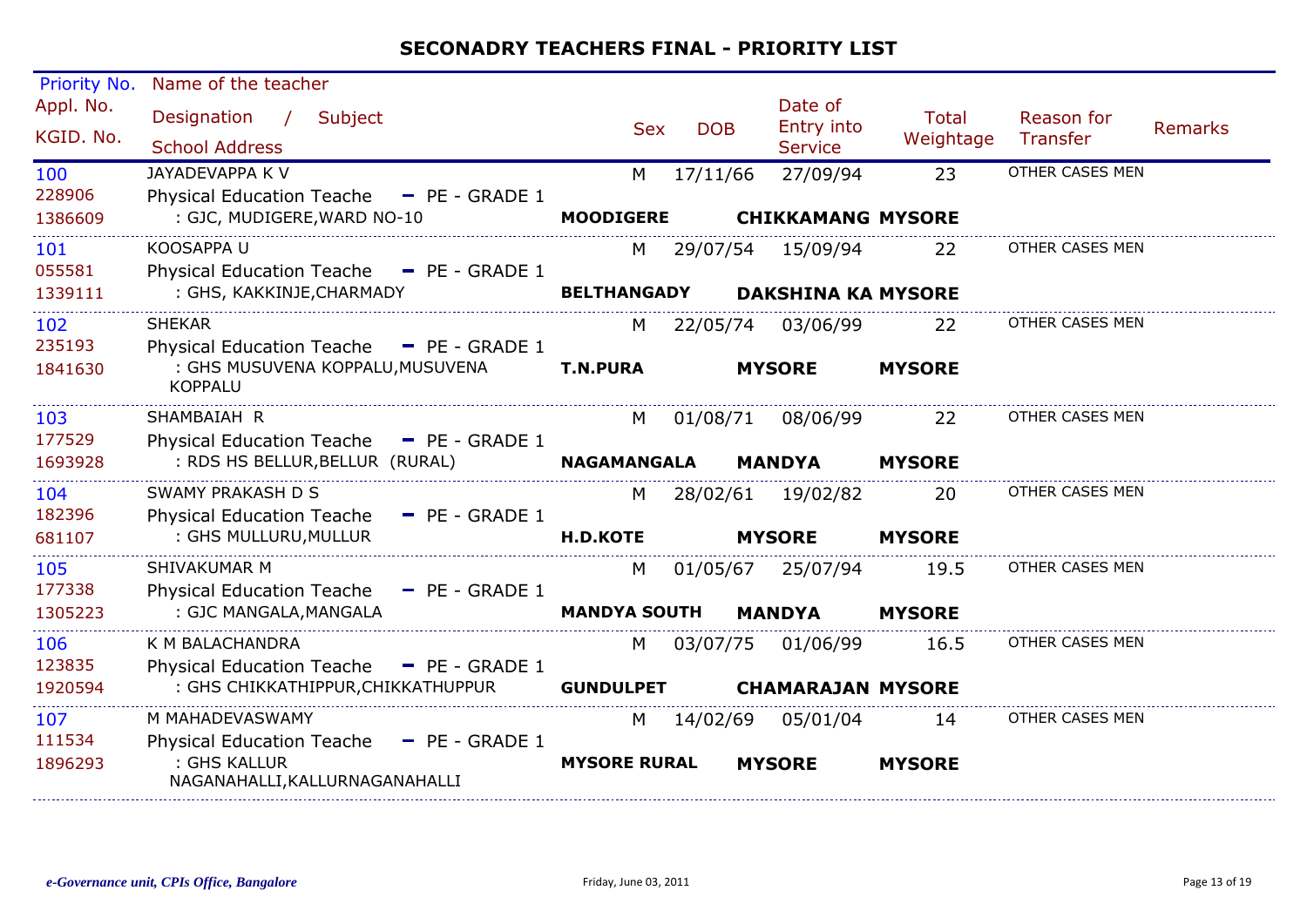# SECONADRY TEACHERS FINAL - PRIORITY LIST

| Priority No. / Appl. No. / KGID. No. | Name of the teacher / Designation / Subject / School Address | Sex | DOB | Date of Entry into Service | Total Weightage | Reason for Transfer | Remarks |
|---|---|---|---|---|---|---|---|
| 100<br>228906<br>1386609 | JAYADEVAPPA K V<br>Physical Education Teache - PE - GRADE 1<br>: GJC, MUDIGERE,WARD NO-10<br>**MOODIGERE** **CHIKKAMANG** **MYSORE** | M | 17/11/66 | 27/09/94 | 23 | OTHER CASES MEN | |
| 101<br>055581<br>1339111 | KOOSAPPA U<br>Physical Education Teache - PE - GRADE 1<br>: GHS, KAKKINJE,CHARMADY<br>**BELTHANGADY** **DAKSHINA KA** **MYSORE** | M | 29/07/54 | 15/09/94 | 22 | OTHER CASES MEN | |
| 102<br>235193<br>1841630 | SHEKAR<br>Physical Education Teache - PE - GRADE 1<br>: GHS MUSUVENA KOPPALU,MUSUVENA KOPPALU<br>**T.N.PURA** **MYSORE** **MYSORE** | M | 22/05/74 | 03/06/99 | 22 | OTHER CASES MEN | |
| 103<br>177529<br>1693928 | SHAMBAIAH R<br>Physical Education Teache - PE - GRADE 1<br>: RDS HS BELLUR,BELLUR (RURAL)<br>**NAGAMANGALA** **MANDYA** **MYSORE** | M | 01/08/71 | 08/06/99 | 22 | OTHER CASES MEN | |
| 104<br>182396<br>681107 | SWAMY PRAKASH D S<br>Physical Education Teache - PE - GRADE 1<br>: GHS MULLURU,MULLUR<br>**H.D.KOTE** **MYSORE** **MYSORE** | M | 28/02/61 | 19/02/82 | 20 | OTHER CASES MEN | |
| 105<br>177338<br>1305223 | SHIVAKUMAR M<br>Physical Education Teache - PE - GRADE 1<br>: GJC MANGALA,MANGALA<br>**MANDYA SOUTH** **MANDYA** **MYSORE** | M | 01/05/67 | 25/07/94 | 19.5 | OTHER CASES MEN | |
| 106<br>123835<br>1920594 | K M BALACHANDRA<br>Physical Education Teache - PE - GRADE 1<br>: GHS CHIKKATHIPPUR,CHIKKATHUPPUR<br>**GUNDULPET** **CHAMARAJAN** **MYSORE** | M | 03/07/75 | 01/06/99 | 16.5 | OTHER CASES MEN | |
| 107<br>111534<br>1896293 | M MAHADEVASWAMY<br>Physical Education Teache - PE - GRADE 1<br>: GHS KALLUR NAGANAHALLI,KALLURNAGANAHALLI<br>**MYSORE RURAL** **MYSORE** **MYSORE** | M | 14/02/69 | 05/01/04 | 14 | OTHER CASES MEN | |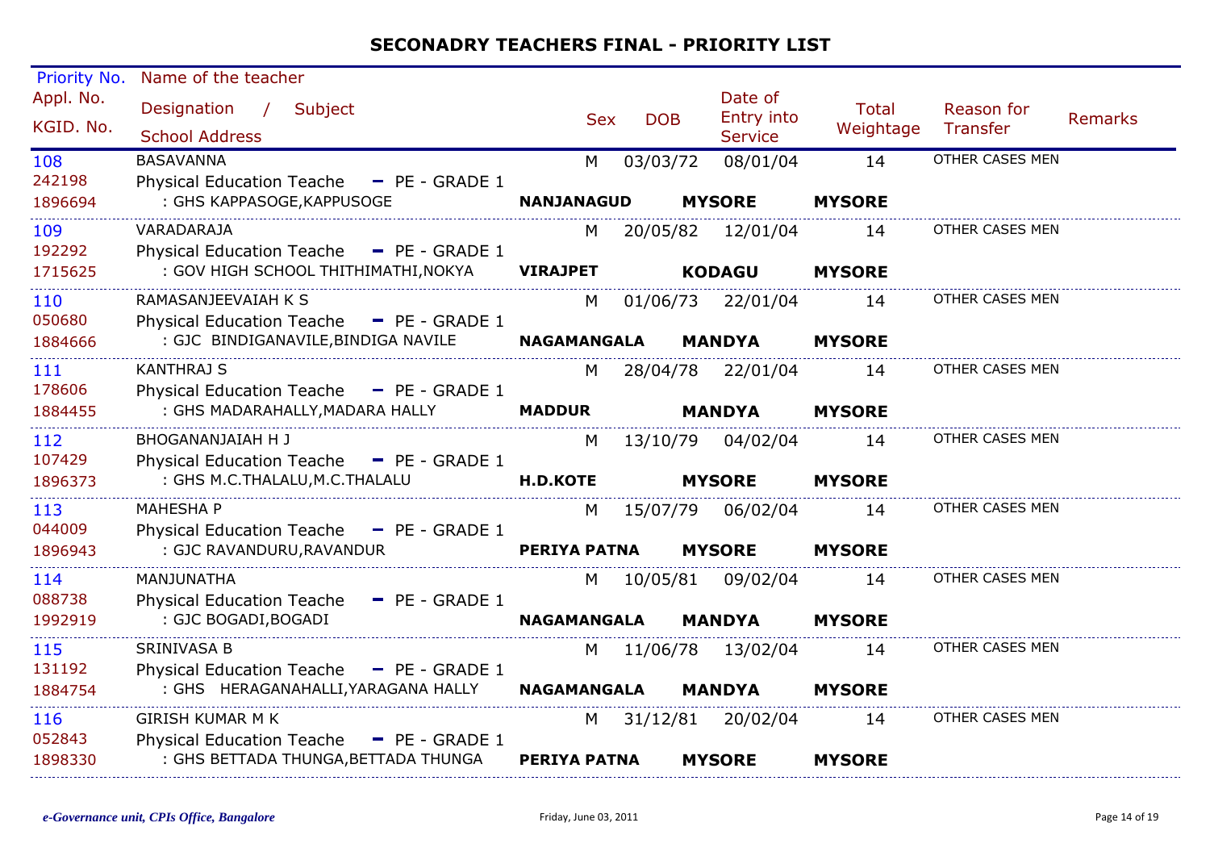## SECONADRY TEACHERS FINAL - PRIORITY LIST

| Priority No. / Appl. No. / KGID. No. | Name of the teacher / Designation / Subject / School Address | Sex | DOB | Date of Entry into Service | Total Weightage | Reason for Transfer | Remarks |
|---|---|---|---|---|---|---|---|
| 108 / 242198 / 1896694 | BASAVANNA / Physical Education Teache - PE - GRADE 1 / : GHS KAPPASOGE,KAPPUSOGE / NANJANAGUD / MYSORE / MYSORE | M | 03/03/72 | 08/01/04 | 14 | OTHER CASES MEN | |
| 109 / 192292 / 1715625 | VARADARAJA / Physical Education Teache - PE - GRADE 1 / : GOV HIGH SCHOOL THITHIMATHI,NOKYA / VIRAJPET / KODAGU / MYSORE | M | 20/05/82 | 12/01/04 | 14 | OTHER CASES MEN | |
| 110 / 050680 / 1884666 | RAMASANJEEVAIAH K S / Physical Education Teache - PE - GRADE 1 / : GJC BINDIGANAVILE,BINDIGA NAVILE / NAGAMANGALA / MANDYA / MYSORE | M | 01/06/73 | 22/01/04 | 14 | OTHER CASES MEN | |
| 111 / 178606 / 1884455 | KANTHRAJ S / Physical Education Teache - PE - GRADE 1 / : GHS MADARAHALLY,MADARA HALLY / MADDUR / MANDYA / MYSORE | M | 28/04/78 | 22/01/04 | 14 | OTHER CASES MEN | |
| 112 / 107429 / 1896373 | BHOGANANJAIAH H J / Physical Education Teache - PE - GRADE 1 / : GHS M.C.THALALU,M.C.THALALU / H.D.KOTE / MYSORE / MYSORE | M | 13/10/79 | 04/02/04 | 14 | OTHER CASES MEN | |
| 113 / 044009 / 1896943 | MAHESHA P / Physical Education Teache - PE - GRADE 1 / : GJC RAVANDURU,RAVANDUR / PERIYA PATNA / MYSORE / MYSORE | M | 15/07/79 | 06/02/04 | 14 | OTHER CASES MEN | |
| 114 / 088738 / 1992919 | MANJUNATHA / Physical Education Teache - PE - GRADE 1 / : GJC BOGADI,BOGADI / NAGAMANGALA / MANDYA / MYSORE | M | 10/05/81 | 09/02/04 | 14 | OTHER CASES MEN | |
| 115 / 131192 / 1884754 | SRINIVASA B / Physical Education Teache - PE - GRADE 1 / : GHS HERAGANAHALLI,YARAGANA HALLY / NAGAMANGALA / MANDYA / MYSORE | M | 11/06/78 | 13/02/04 | 14 | OTHER CASES MEN | |
| 116 / 052843 / 1898330 | GIRISH KUMAR M K / Physical Education Teache - PE - GRADE 1 / : GHS BETTADA THUNGA,BETTADA THUNGA / PERIYA PATNA / MYSORE / MYSORE | M | 31/12/81 | 20/02/04 | 14 | OTHER CASES MEN | |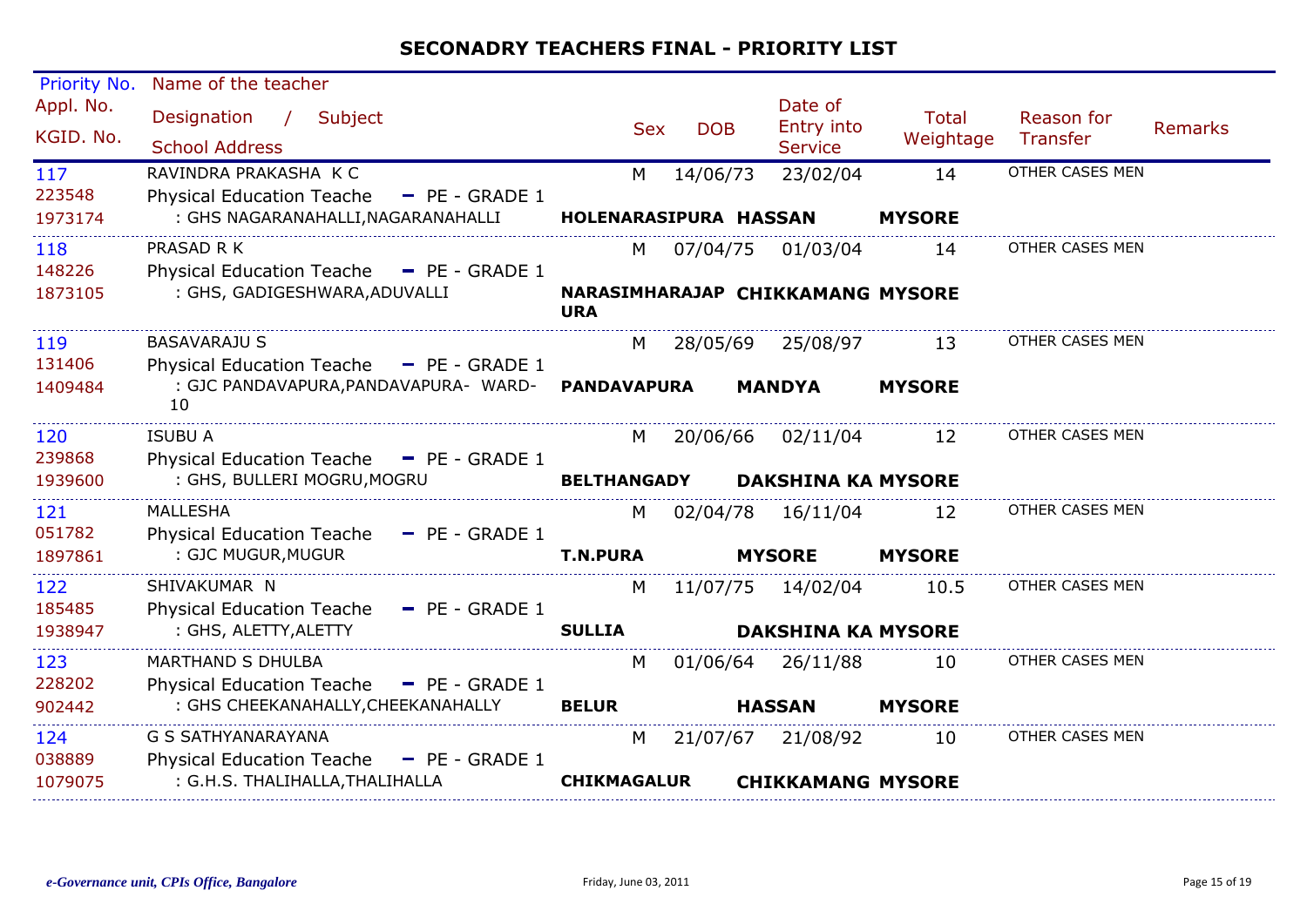# SECONADRY TEACHERS FINAL - PRIORITY LIST

| Priority No. / Appl. No. / KGID. No. | Name of the teacher / Designation / Subject / School Address | Sex | DOB | Date of Entry into Service | Total Weightage | Reason for Transfer | Remarks |
|---|---|---|---|---|---|---|---|
| 117<br>223548<br>1973174 | RAVINDRA PRAKASHA K C<br>Physical Education Teache - PE - GRADE 1<br>: GHS NAGARANAHALLI,NAGARANAHALLI<br>**HOLENARASIPURA HASSAN MYSORE** | M | 14/06/73 | 23/02/04 | 14 | OTHER CASES MEN | |
| 118<br>148226<br>1873105 | PRASAD R K<br>Physical Education Teache - PE - GRADE 1<br>: GHS, GADIGESHWARA,ADUVALLI<br>**NARASIMHARAJAPURA CHIKKAMANG MYSORE** | M | 07/04/75 | 01/03/04 | 14 | OTHER CASES MEN | |
| 119<br>131406<br>1409484 | BASAVARAJU S<br>Physical Education Teache - PE - GRADE 1<br>: GJC PANDAVAPURA,PANDAVAPURA- WARD-10<br>**PANDAVAPURA MANDYA MYSORE** | M | 28/05/69 | 25/08/97 | 13 | OTHER CASES MEN | |
| 120<br>239868<br>1939600 | ISUBU A<br>Physical Education Teache - PE - GRADE 1<br>: GHS, BULLERI MOGRU,MOGRU<br>**BELTHANGADY DAKSHINA KA MYSORE** | M | 20/06/66 | 02/11/04 | 12 | OTHER CASES MEN | |
| 121<br>051782<br>1897861 | MALLESHA<br>Physical Education Teache - PE - GRADE 1<br>: GJC MUGUR,MUGUR<br>**T.N.PURA MYSORE MYSORE** | M | 02/04/78 | 16/11/04 | 12 | OTHER CASES MEN | |
| 122<br>185485<br>1938947 | SHIVAKUMAR N<br>Physical Education Teache - PE - GRADE 1<br>: GHS, ALETTY,ALETTY<br>**SULLIA DAKSHINA KA MYSORE** | M | 11/07/75 | 14/02/04 | 10.5 | OTHER CASES MEN | |
| 123<br>228202<br>902442 | MARTHAND S DHULBA<br>Physical Education Teache - PE - GRADE 1<br>: GHS CHEEKANAHALLY,CHEEKANAHALLY<br>**BELUR HASSAN MYSORE** | M | 01/06/64 | 26/11/88 | 10 | OTHER CASES MEN | |
| 124<br>038889<br>1079075 | G S SATHYANARAYANA<br>Physical Education Teache - PE - GRADE 1<br>: G.H.S. THALIHALLA,THALIHALLA<br>**CHIKMAGALUR CHIKKAMANG MYSORE** | M | 21/07/67 | 21/08/92 | 10 | OTHER CASES MEN | |

*e-Governance unit, CPIs Office, Bangalore* Friday, June 03, 2011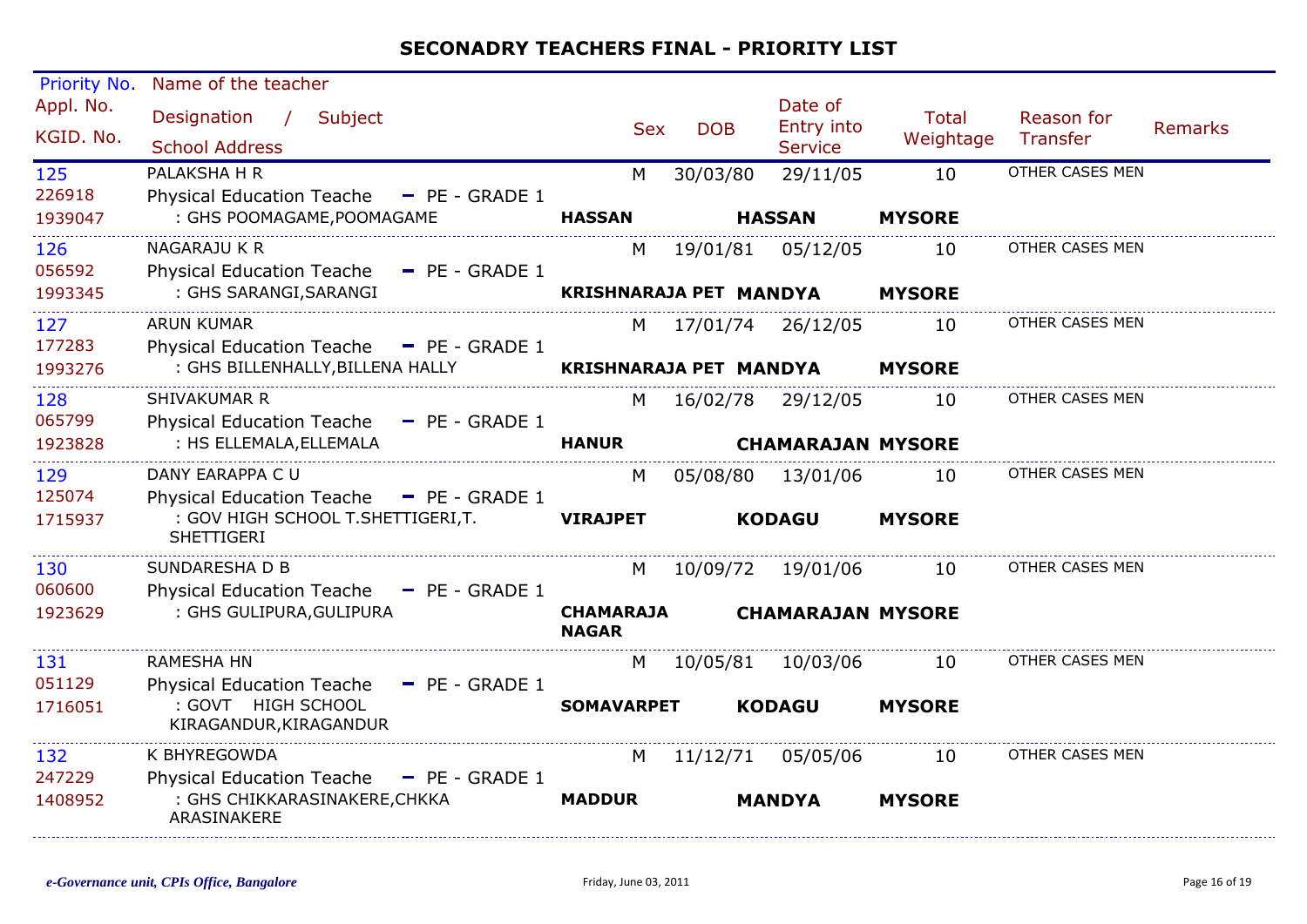## SECONADRY TEACHERS FINAL - PRIORITY LIST

| Priority No. / Appl. No. / KGID. No. | Name of the teacher / Designation / Subject / School Address | Sex | DOB | Date of Entry into Service | Total Weightage | Reason for Transfer | Remarks |
|---|---|---|---|---|---|---|---|
| 125 / 226918 / 1939047 | PALAKSHA H R / Physical Education Teache - PE - GRADE 1 / : GHS POOMAGAME,POOMAGAME / HASSAN / HASSAN / MYSORE | M | 30/03/80 | 29/11/05 | 10 | OTHER CASES MEN | |
| 126 / 056592 / 1993345 | NAGARAJU K R / Physical Education Teache - PE - GRADE 1 / : GHS SARANGI,SARANGI / KRISHNARAJA PET / MANDYA / MYSORE | M | 19/01/81 | 05/12/05 | 10 | OTHER CASES MEN | |
| 127 / 177283 / 1993276 | ARUN KUMAR / Physical Education Teache - PE - GRADE 1 / : GHS BILLENHALLY,BILLENA HALLY / KRISHNARAJA PET / MANDYA / MYSORE | M | 17/01/74 | 26/12/05 | 10 | OTHER CASES MEN | |
| 128 / 065799 / 1923828 | SHIVAKUMAR R / Physical Education Teache - PE - GRADE 1 / : HS ELLEMALA,ELLEMALA / HANUR / CHAMARAJAN / MYSORE | M | 16/02/78 | 29/12/05 | 10 | OTHER CASES MEN | |
| 129 / 125074 / 1715937 | DANY EARAPPA C U / Physical Education Teache - PE - GRADE 1 / : GOV HIGH SCHOOL T.SHETTIGERI,T. SHETTIGERI / VIRAJPET / KODAGU / MYSORE | M | 05/08/80 | 13/01/06 | 10 | OTHER CASES MEN | |
| 130 / 060600 / 1923629 | SUNDARESHA D B / Physical Education Teache - PE - GRADE 1 / : GHS GULIPURA,GULIPURA / CHAMARAJA NAGAR / CHAMARAJAN / MYSORE | M | 10/09/72 | 19/01/06 | 10 | OTHER CASES MEN | |
| 131 / 051129 / 1716051 | RAMESHA HN / Physical Education Teache - PE - GRADE 1 / : GOVT HIGH SCHOOL KIRAGANDUR,KIRAGANDUR / SOMAVARPET / KODAGU / MYSORE | M | 10/05/81 | 10/03/06 | 10 | OTHER CASES MEN | |
| 132 / 247229 / 1408952 | K BHYREGOWDA / Physical Education Teache - PE - GRADE 1 / : GHS CHIKKARASINAKERE,CHKKA ARASINAKERE / MADDUR / MANDYA / MYSORE | M | 11/12/71 | 05/05/06 | 10 | OTHER CASES MEN | |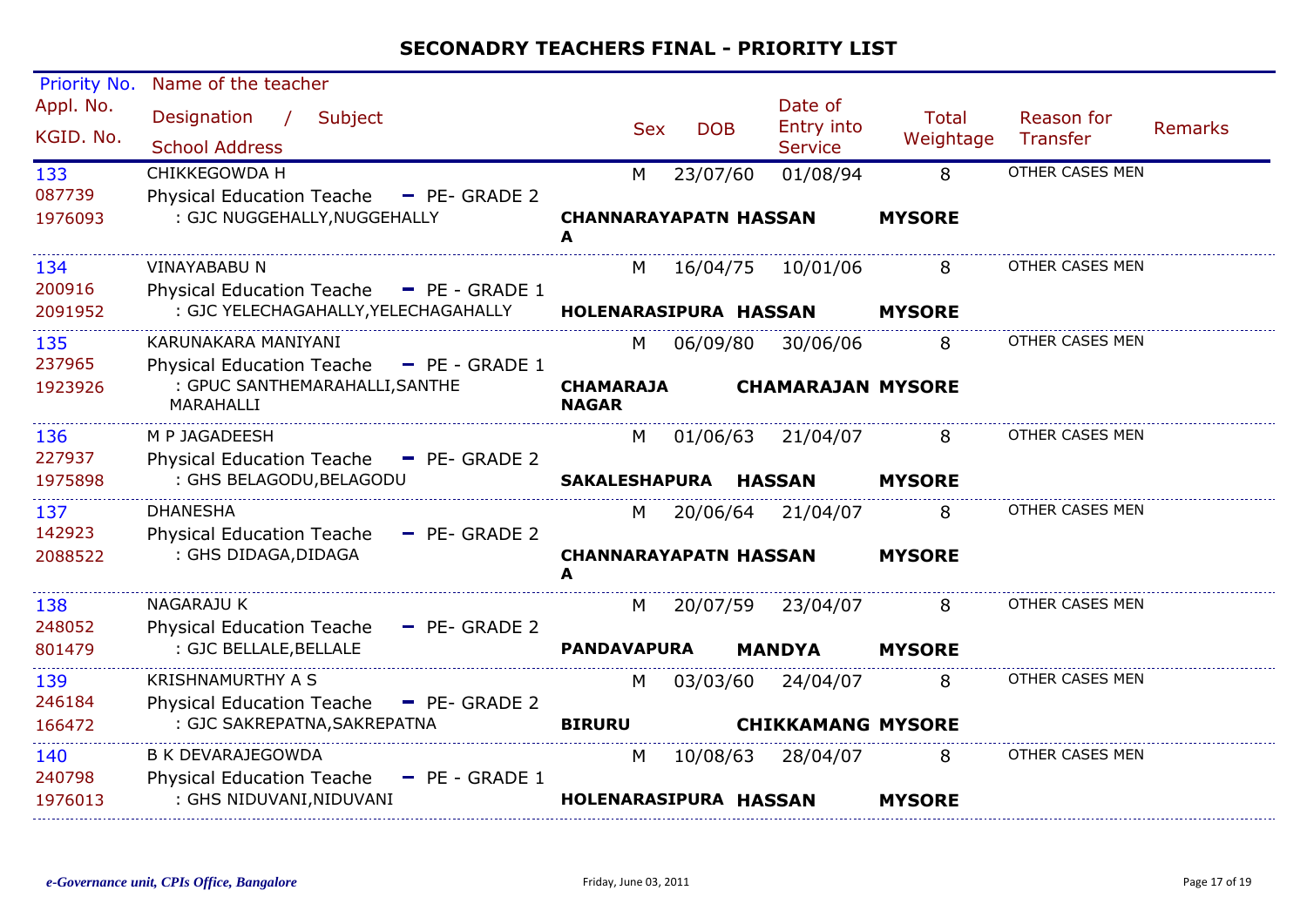# SECONADRY TEACHERS FINAL - PRIORITY LIST

| Priority No. / Appl. No. / KGID. No. | Name of the teacher / Designation / Subject / School Address | Sex | DOB | Date of Entry into Service | Total Weightage | Reason for Transfer | Remarks |
|---|---|---|---|---|---|---|---|
| 133 / 087739 / 1976093 | CHIKKEGOWDA H / Physical Education Teache - PE- GRADE 2 / : GJC NUGGEHALLY,NUGGEHALLY / **CHANNARAYAPATNA HASSAN MYSORE** | M | 23/07/60 | 01/08/94 | 8 | OTHER CASES MEN | |
| 134 / 200916 / 2091952 | VINAYABABU N / Physical Education Teache - PE - GRADE 1 / : GJC YELECHAGAHALLY,YELECHAGAHALLY / **HOLENARASIPURA HASSAN MYSORE** | M | 16/04/75 | 10/01/06 | 8 | OTHER CASES MEN | |
| 135 / 237965 / 1923926 | KARUNAKARA MANIYANI / Physical Education Teache - PE - GRADE 1 / : GPUC SANTHEMARAHALLI,SANTHE MARAHALLI / **CHAMARAJA NAGAR CHAMARAJAN MYSORE** | M | 06/09/80 | 30/06/06 | 8 | OTHER CASES MEN | |
| 136 / 227937 / 1975898 | M P JAGADEESH / Physical Education Teache - PE- GRADE 2 / : GHS BELAGODU,BELAGODU / **SAKALESHAPURA HASSAN MYSORE** | M | 01/06/63 | 21/04/07 | 8 | OTHER CASES MEN | |
| 137 / 142923 / 2088522 | DHANESHA / Physical Education Teache - PE- GRADE 2 / : GHS DIDAGA,DIDAGA / **CHANNARAYAPATNA HASSAN MYSORE** | M | 20/06/64 | 21/04/07 | 8 | OTHER CASES MEN | |
| 138 / 248052 / 801479 | NAGARAJU K / Physical Education Teache - PE- GRADE 2 / : GJC BELLALE,BELLALE / **PANDAVAPURA MANDYA MYSORE** | M | 20/07/59 | 23/04/07 | 8 | OTHER CASES MEN | |
| 139 / 246184 / 166472 | KRISHNAMURTHY A S / Physical Education Teache - PE- GRADE 2 / : GJC SAKREPATNA,SAKREPATNA / **BIRURU CHIKKAMANG MYSORE** | M | 03/03/60 | 24/04/07 | 8 | OTHER CASES MEN | |
| 140 / 240798 / 1976013 | B K DEVARAJEGOWDA / Physical Education Teache - PE - GRADE 1 / : GHS NIDUVANI,NIDUVANI / **HOLENARASIPURA HASSAN MYSORE** | M | 10/08/63 | 28/04/07 | 8 | OTHER CASES MEN | |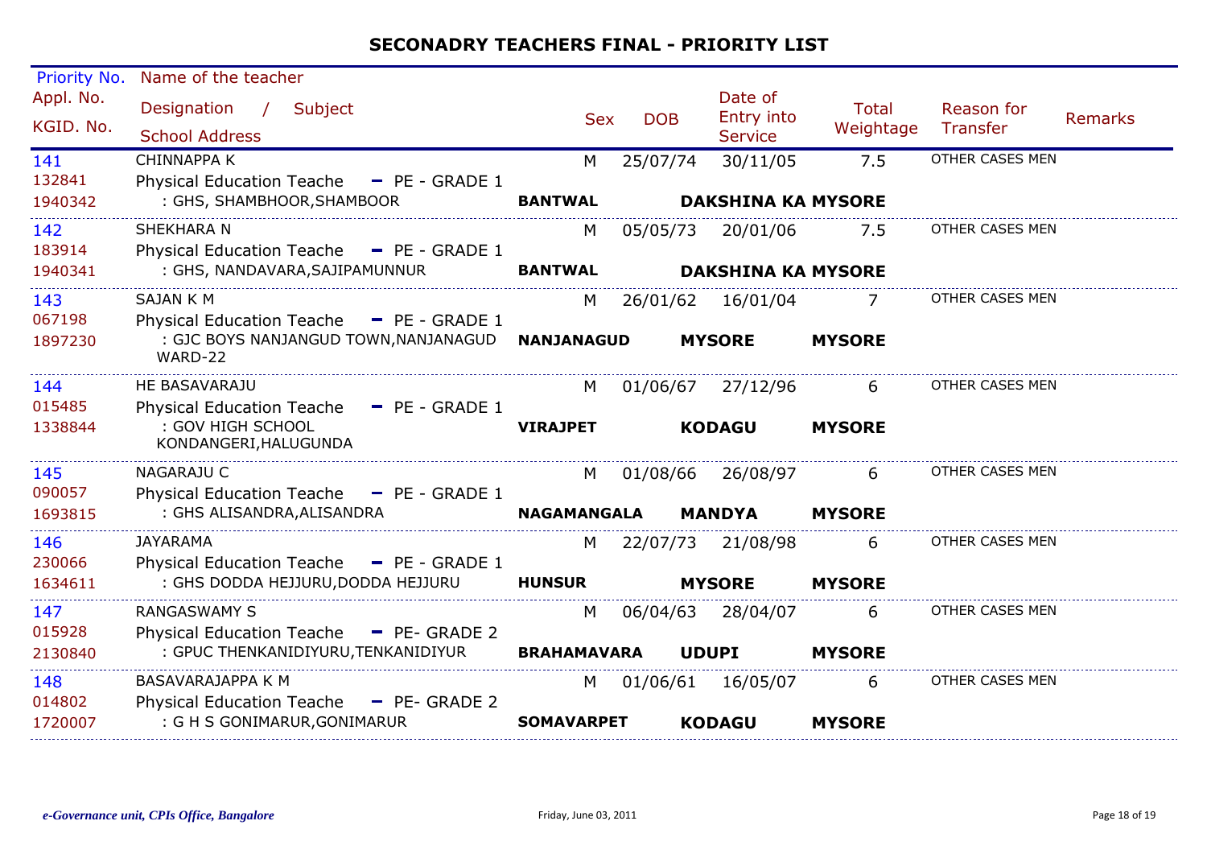## SECONADRY TEACHERS FINAL - PRIORITY LIST

| Priority No. / Appl. No. / KGID. No. | Name of the teacher / Designation / Subject / School Address | Sex | DOB | Date of Entry into Service | Total Weightage | Reason for Transfer | Remarks |
|---|---|---|---|---|---|---|---|
| 141 / 132841 / 1940342 | CHINNAPPA K / Physical Education Teache - PE - GRADE 1 / : GHS, SHAMBHOOR,SHAMBOOR / BANTWAL DAKSHINA KA MYSORE | M | 25/07/74 | 30/11/05 | 7.5 | OTHER CASES MEN | |
| 142 / 183914 / 1940341 | SHEKHARA N / Physical Education Teache - PE - GRADE 1 / : GHS, NANDAVARA,SAJIPAMUNNUR / BANTWAL DAKSHINA KA MYSORE | M | 05/05/73 | 20/01/06 | 7.5 | OTHER CASES MEN | |
| 143 / 067198 / 1897230 | SAJAN K M / Physical Education Teache - PE - GRADE 1 / : GJC BOYS NANJANGUD TOWN,NANJANAGUD WARD-22 / NANJANAGUD MYSORE MYSORE | M | 26/01/62 | 16/01/04 | 7 | OTHER CASES MEN | |
| 144 / 015485 / 1338844 | HE BASAVARAJU / Physical Education Teache - PE - GRADE 1 / : GOV HIGH SCHOOL KONDANGERI,HALUGUNDA / VIRAJPET KODAGU MYSORE | M | 01/06/67 | 27/12/96 | 6 | OTHER CASES MEN | |
| 145 / 090057 / 1693815 | NAGARAJU C / Physical Education Teache - PE - GRADE 1 / : GHS ALISANDRA,ALISANDRA / NAGAMANGALA MANDYA MYSORE | M | 01/08/66 | 26/08/97 | 6 | OTHER CASES MEN | |
| 146 / 230066 / 1634611 | JAYARAMA / Physical Education Teache - PE - GRADE 1 / : GHS DODDA HEJJURU,DODDA HEJJURU / HUNSUR MYSORE MYSORE | M | 22/07/73 | 21/08/98 | 6 | OTHER CASES MEN | |
| 147 / 015928 / 2130840 | RANGASWAMY S / Physical Education Teache - PE- GRADE 2 / : GPUC THENKANIDIYURU,TENKANIDIYUR / BRAHAMAVARA UDUPI MYSORE | M | 06/04/63 | 28/04/07 | 6 | OTHER CASES MEN | |
| 148 / 014802 / 1720007 | BASAVARAJAPPA K M / Physical Education Teache - PE- GRADE 2 / : G H S GONIMARUR,GONIMARUR / SOMAVARPET KODAGU MYSORE | M | 01/06/61 | 16/05/07 | 6 | OTHER CASES MEN | |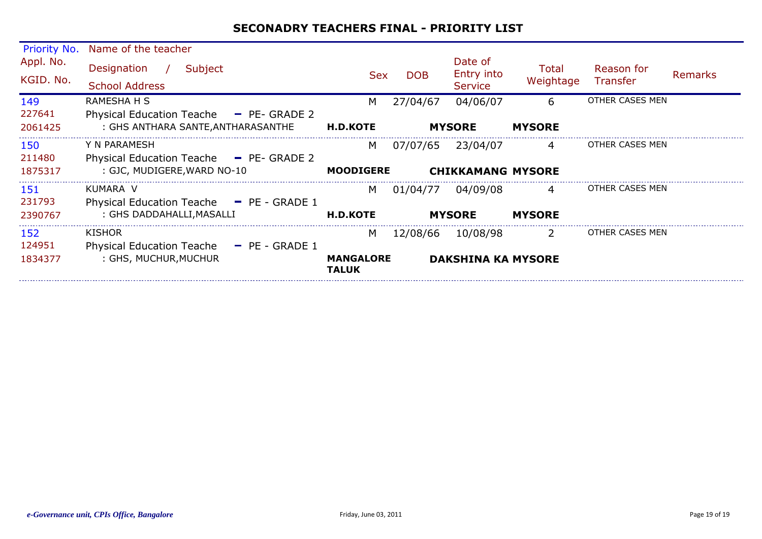# SECONADRY TEACHERS FINAL - PRIORITY LIST

| Priority No. / Appl. No. / KGID. No. | Name of the teacher / Designation / Subject / School Address | | Sex | DOB | Date of Entry into Service | Total Weightage | Reason for Transfer | Remarks |
|---|---|---|---|---|---|---|---|---|
| 149<br>227641<br>2061425 | RAMESHA H S<br>Physical Education Teache - PE- GRADE 2<br>: GHS ANTHARA SANTE,ANTHARASANTHE | **H.D.KOTE** | M | 27/04/67 | 04/06/07<br>**MYSORE** | 6<br>**MYSORE** | OTHER CASES MEN | |
| 150<br>211480<br>1875317 | Y N PARAMESH<br>Physical Education Teache - PE- GRADE 2<br>: GJC, MUDIGERE,WARD NO-10 | **MOODIGERE** | M | 07/07/65 | 23/04/07<br>**CHIKKAMANG** | 4<br>**MYSORE** | OTHER CASES MEN | |
| 151<br>231793<br>2390767 | KUMARA V<br>Physical Education Teache - PE - GRADE 1<br>: GHS DADDAHALLI,MASALLI | **H.D.KOTE** | M | 01/04/77 | 04/09/08<br>**MYSORE** | 4<br>**MYSORE** | OTHER CASES MEN | |
| 152<br>124951<br>1834377 | KISHOR<br>Physical Education Teache - PE - GRADE 1<br>: GHS, MUCHUR,MUCHUR | **MANGALORE TALUK** | M | 12/08/66 | 10/08/98<br>**DAKSHINA KA** | 2<br>**MYSORE** | OTHER CASES MEN | |

*e-Governance unit, CPIs Office, Bangalore* Friday, June 03, 2011